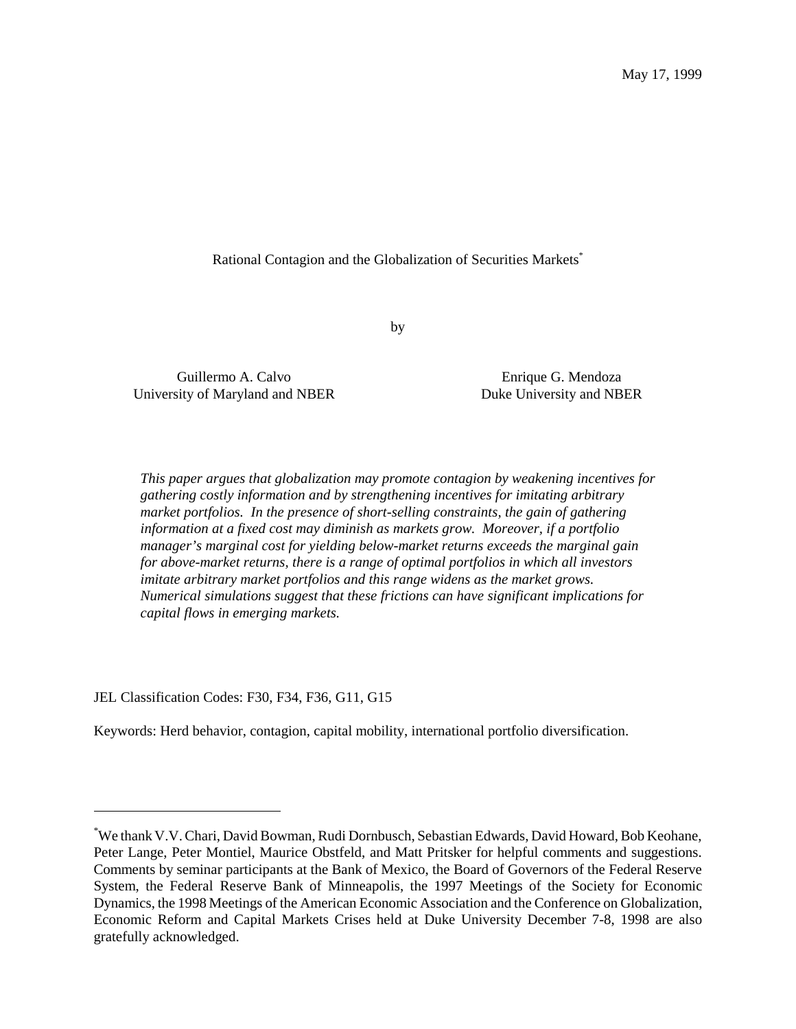May 17, 1999

# Rational Contagion and the Globalization of Securities Markets*

by

Guillermo A. Calvo
University of Maryland and NBER

Enrique G. Mendoza
Duke University and NBER

*This paper argues that globalization may promote contagion by weakening incentives for gathering costly information and by strengthening incentives for imitating arbitrary market portfolios. In the presence of short-selling constraints, the gain of gathering information at a fixed cost may diminish as markets grow. Moreover, if a portfolio manager's marginal cost for yielding below-market returns exceeds the marginal gain for above-market returns, there is a range of optimal portfolios in which all investors imitate arbitrary market portfolios and this range widens as the market grows. Numerical simulations suggest that these frictions can have significant implications for capital flows in emerging markets.*

JEL Classification Codes: F30, F34, F36, G11, G15

Keywords: Herd behavior, contagion, capital mobility, international portfolio diversification.

---

*We thank V.V. Chari, David Bowman, Rudi Dornbusch, Sebastian Edwards, David Howard, Bob Keohane, Peter Lange, Peter Montiel, Maurice Obstfeld, and Matt Pritsker for helpful comments and suggestions. Comments by seminar participants at the Bank of Mexico, the Board of Governors of the Federal Reserve System, the Federal Reserve Bank of Minneapolis, the 1997 Meetings of the Society for Economic Dynamics, the 1998 Meetings of the American Economic Association and the Conference on Globalization, Economic Reform and Capital Markets Crises held at Duke University December 7-8, 1998 are also gratefully acknowledged.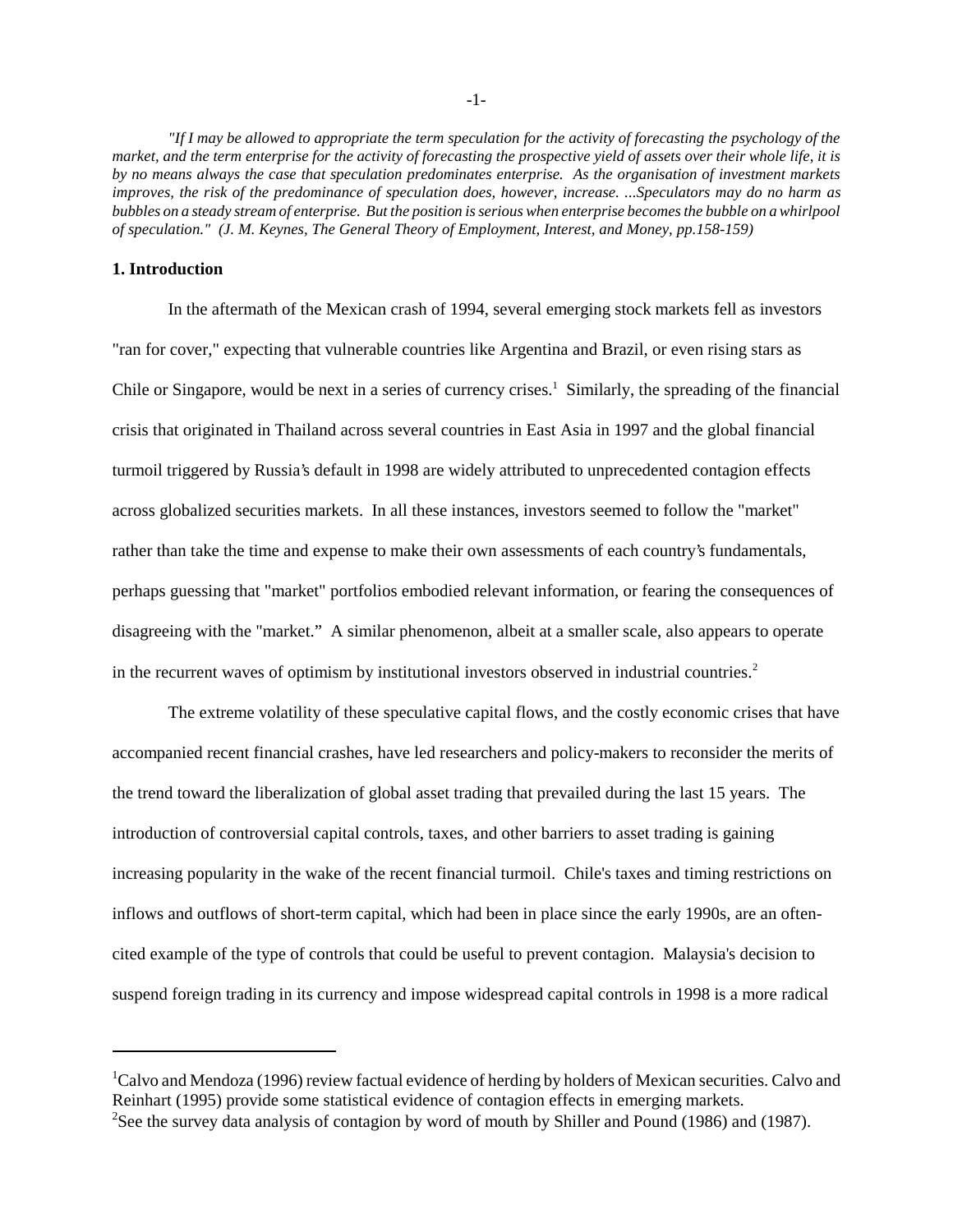*"If I may be allowed to appropriate the term speculation for the activity of forecasting the psychology of the market, and the term enterprise for the activity of forecasting the prospective yield of assets over their whole life, it is by no means always the case that speculation predominates enterprise. As the organisation of investment markets improves, the risk of the predominance of speculation does, however, increase. ...Speculators may do no harm as bubbles on a steady stream of enterprise. But the position is serious when enterprise becomes the bubble on a whirlpool of speculation." (J. M. Keynes, The General Theory of Employment, Interest, and Money, pp.158-159)*

## 1. Introduction

In the aftermath of the Mexican crash of 1994, several emerging stock markets fell as investors "ran for cover," expecting that vulnerable countries like Argentina and Brazil, or even rising stars as Chile or Singapore, would be next in a series of currency crises.[1] Similarly, the spreading of the financial crisis that originated in Thailand across several countries in East Asia in 1997 and the global financial turmoil triggered by Russia's default in 1998 are widely attributed to unprecedented contagion effects across globalized securities markets. In all these instances, investors seemed to follow the "market" rather than take the time and expense to make their own assessments of each country's fundamentals, perhaps guessing that "market" portfolios embodied relevant information, or fearing the consequences of disagreeing with the "market." A similar phenomenon, albeit at a smaller scale, also appears to operate in the recurrent waves of optimism by institutional investors observed in industrial countries.[2]

The extreme volatility of these speculative capital flows, and the costly economic crises that have accompanied recent financial crashes, have led researchers and policy-makers to reconsider the merits of the trend toward the liberalization of global asset trading that prevailed during the last 15 years. The introduction of controversial capital controls, taxes, and other barriers to asset trading is gaining increasing popularity in the wake of the recent financial turmoil. Chile's taxes and timing restrictions on inflows and outflows of short-term capital, which had been in place since the early 1990s, are an often-cited example of the type of controls that could be useful to prevent contagion. Malaysia's decision to suspend foreign trading in its currency and impose widespread capital controls in 1998 is a more radical

---

[1] Calvo and Mendoza (1996) review factual evidence of herding by holders of Mexican securities. Calvo and Reinhart (1995) provide some statistical evidence of contagion effects in emerging markets.

[2] See the survey data analysis of contagion by word of mouth by Shiller and Pound (1986) and (1987).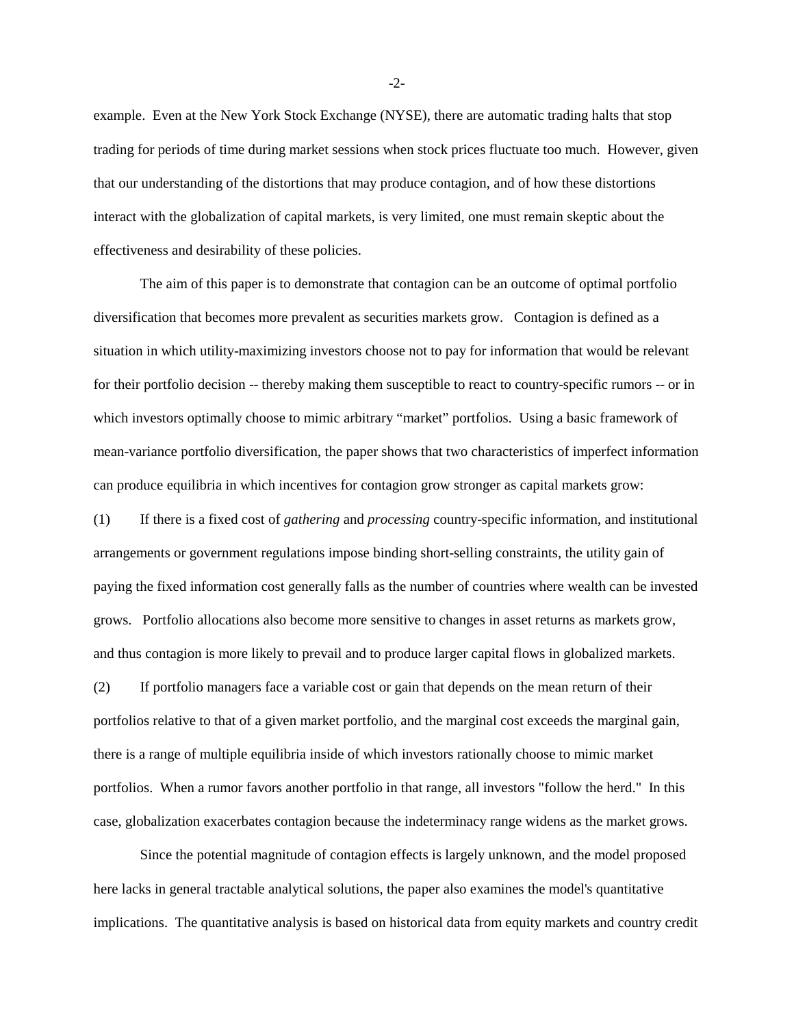example. Even at the New York Stock Exchange (NYSE), there are automatic trading halts that stop trading for periods of time during market sessions when stock prices fluctuate too much. However, given that our understanding of the distortions that may produce contagion, and of how these distortions interact with the globalization of capital markets, is very limited, one must remain skeptic about the effectiveness and desirability of these policies.

The aim of this paper is to demonstrate that contagion can be an outcome of optimal portfolio diversification that becomes more prevalent as securities markets grow. Contagion is defined as a situation in which utility-maximizing investors choose not to pay for information that would be relevant for their portfolio decision -- thereby making them susceptible to react to country-specific rumors -- or in which investors optimally choose to mimic arbitrary "market" portfolios. Using a basic framework of mean-variance portfolio diversification, the paper shows that two characteristics of imperfect information can produce equilibria in which incentives for contagion grow stronger as capital markets grow:

(1) If there is a fixed cost of *gathering* and *processing* country-specific information, and institutional arrangements or government regulations impose binding short-selling constraints, the utility gain of paying the fixed information cost generally falls as the number of countries where wealth can be invested grows. Portfolio allocations also become more sensitive to changes in asset returns as markets grow, and thus contagion is more likely to prevail and to produce larger capital flows in globalized markets.

(2) If portfolio managers face a variable cost or gain that depends on the mean return of their portfolios relative to that of a given market portfolio, and the marginal cost exceeds the marginal gain, there is a range of multiple equilibria inside of which investors rationally choose to mimic market portfolios. When a rumor favors another portfolio in that range, all investors "follow the herd." In this case, globalization exacerbates contagion because the indeterminacy range widens as the market grows.

Since the potential magnitude of contagion effects is largely unknown, and the model proposed here lacks in general tractable analytical solutions, the paper also examines the model's quantitative implications. The quantitative analysis is based on historical data from equity markets and country credit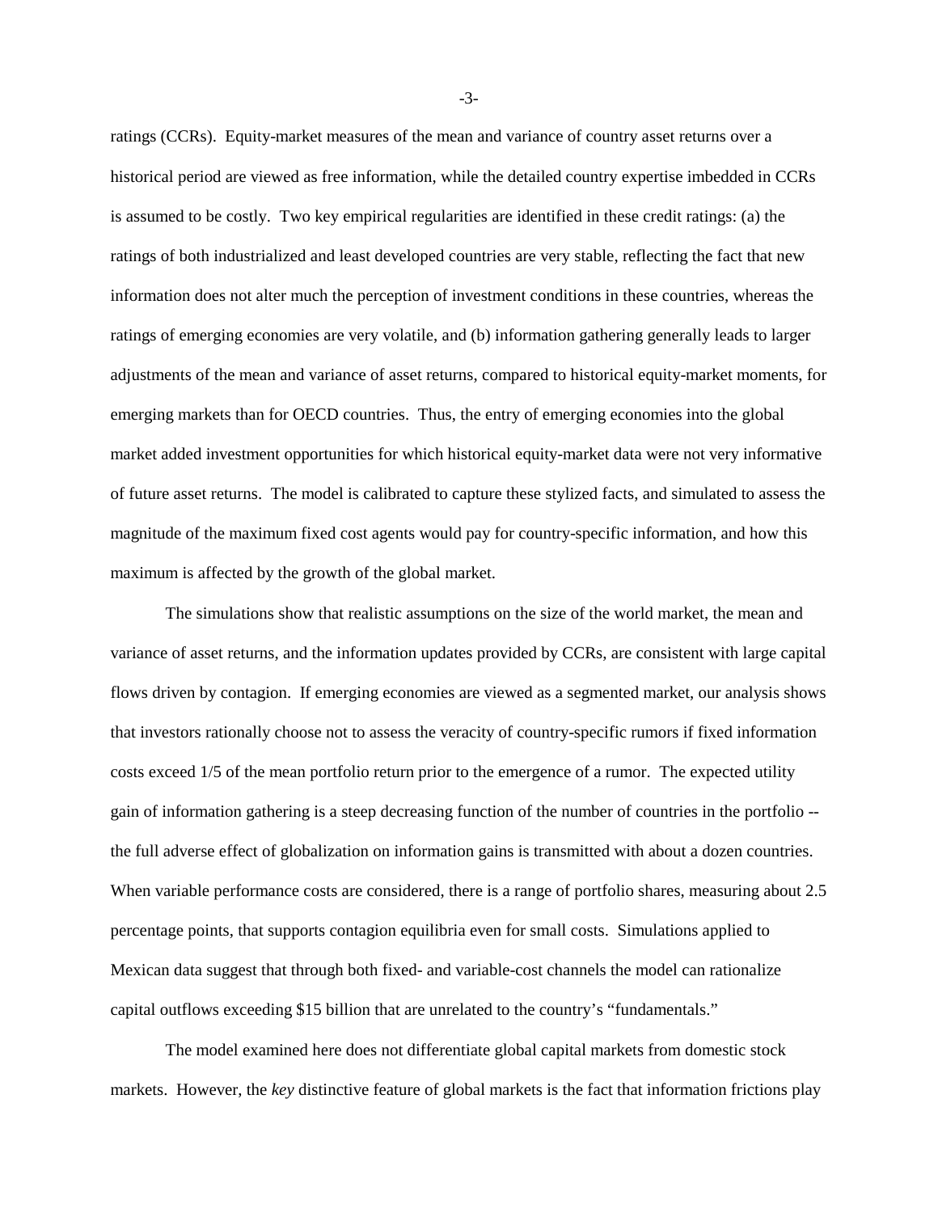ratings (CCRs). Equity-market measures of the mean and variance of country asset returns over a historical period are viewed as free information, while the detailed country expertise imbedded in CCRs is assumed to be costly. Two key empirical regularities are identified in these credit ratings: (a) the ratings of both industrialized and least developed countries are very stable, reflecting the fact that new information does not alter much the perception of investment conditions in these countries, whereas the ratings of emerging economies are very volatile, and (b) information gathering generally leads to larger adjustments of the mean and variance of asset returns, compared to historical equity-market moments, for emerging markets than for OECD countries. Thus, the entry of emerging economies into the global market added investment opportunities for which historical equity-market data were not very informative of future asset returns. The model is calibrated to capture these stylized facts, and simulated to assess the magnitude of the maximum fixed cost agents would pay for country-specific information, and how this maximum is affected by the growth of the global market.

The simulations show that realistic assumptions on the size of the world market, the mean and variance of asset returns, and the information updates provided by CCRs, are consistent with large capital flows driven by contagion. If emerging economies are viewed as a segmented market, our analysis shows that investors rationally choose not to assess the veracity of country-specific rumors if fixed information costs exceed 1/5 of the mean portfolio return prior to the emergence of a rumor. The expected utility gain of information gathering is a steep decreasing function of the number of countries in the portfolio -- the full adverse effect of globalization on information gains is transmitted with about a dozen countries. When variable performance costs are considered, there is a range of portfolio shares, measuring about 2.5 percentage points, that supports contagion equilibria even for small costs. Simulations applied to Mexican data suggest that through both fixed- and variable-cost channels the model can rationalize capital outflows exceeding \$15 billion that are unrelated to the country's "fundamentals."

The model examined here does not differentiate global capital markets from domestic stock markets. However, the *key* distinctive feature of global markets is the fact that information frictions play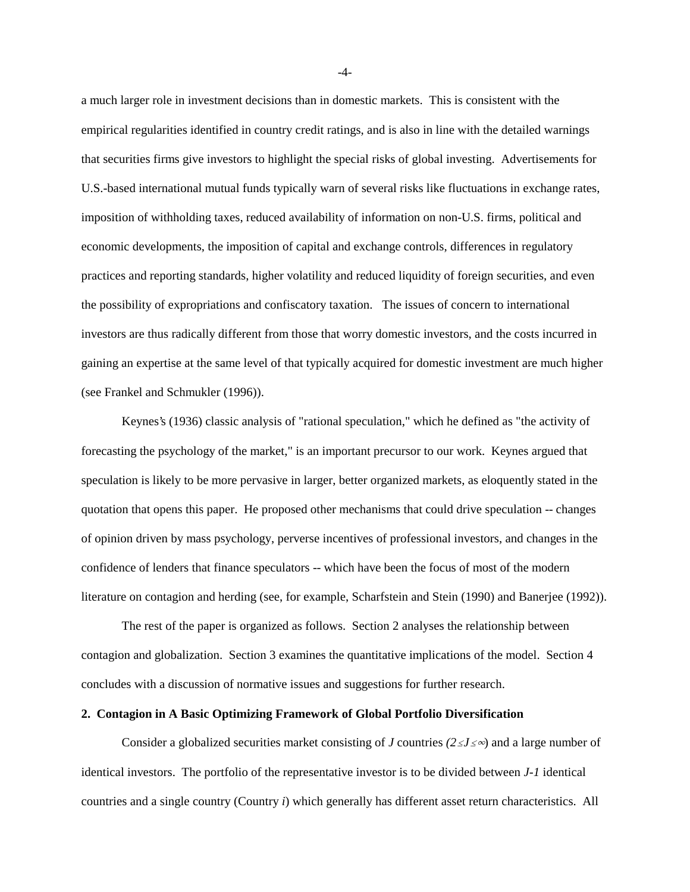a much larger role in investment decisions than in domestic markets. This is consistent with the empirical regularities identified in country credit ratings, and is also in line with the detailed warnings that securities firms give investors to highlight the special risks of global investing. Advertisements for U.S.-based international mutual funds typically warn of several risks like fluctuations in exchange rates, imposition of withholding taxes, reduced availability of information on non-U.S. firms, political and economic developments, the imposition of capital and exchange controls, differences in regulatory practices and reporting standards, higher volatility and reduced liquidity of foreign securities, and even the possibility of expropriations and confiscatory taxation. The issues of concern to international investors are thus radically different from those that worry domestic investors, and the costs incurred in gaining an expertise at the same level of that typically acquired for domestic investment are much higher (see Frankel and Schmukler (1996)).

Keynes's (1936) classic analysis of "rational speculation," which he defined as "the activity of forecasting the psychology of the market," is an important precursor to our work. Keynes argued that speculation is likely to be more pervasive in larger, better organized markets, as eloquently stated in the quotation that opens this paper. He proposed other mechanisms that could drive speculation -- changes of opinion driven by mass psychology, perverse incentives of professional investors, and changes in the confidence of lenders that finance speculators -- which have been the focus of most of the modern literature on contagion and herding (see, for example, Scharfstein and Stein (1990) and Banerjee (1992)).

The rest of the paper is organized as follows. Section 2 analyses the relationship between contagion and globalization. Section 3 examines the quantitative implications of the model. Section 4 concludes with a discussion of normative issues and suggestions for further research.

## 2. Contagion in A Basic Optimizing Framework of Global Portfolio Diversification

Consider a globalized securities market consisting of $J$ countries $(2 \leq J \leq \infty)$ and a large number of identical investors. The portfolio of the representative investor is to be divided between $J$-$1$ identical countries and a single country (Country $i$) which generally has different asset return characteristics. All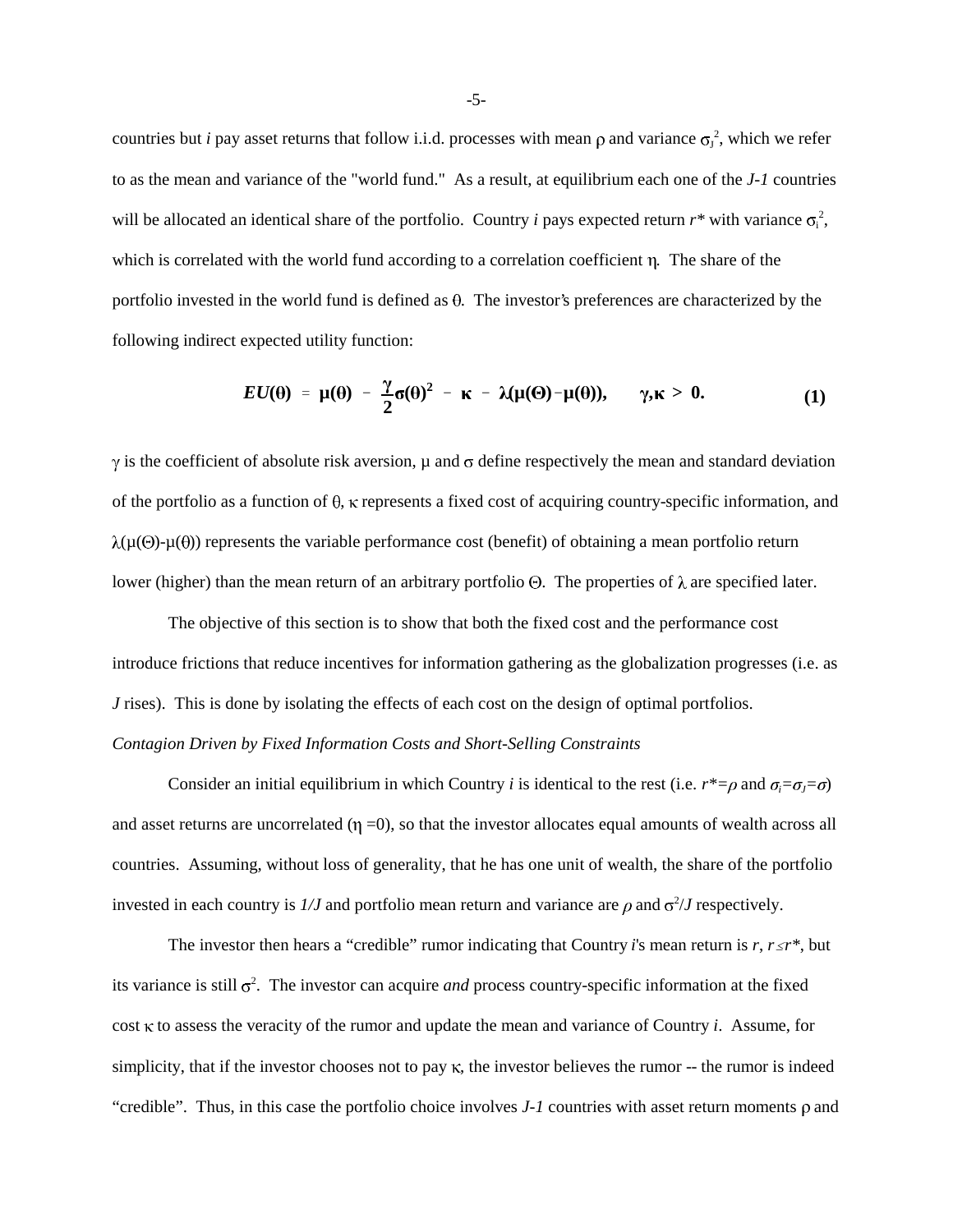countries but $i$ pay asset returns that follow i.i.d. processes with mean $\rho$ and variance $\sigma_J^2$, which we refer to as the mean and variance of the "world fund." As a result, at equilibrium each one of the $J$-$1$ countries will be allocated an identical share of the portfolio. Country $i$ pays expected return $r^*$ with variance $\sigma_i^2$, which is correlated with the world fund according to a correlation coefficient $\eta$. The share of the portfolio invested in the world fund is defined as $\theta$. The investor's preferences are characterized by the following indirect expected utility function:

$$EU(\theta) = \mu(\theta) - \frac{\gamma}{2}\sigma(\theta)^2 - \kappa - \lambda(\mu(\Theta) - \mu(\theta)), \qquad \gamma, \kappa > 0. \tag{1}$$

$\gamma$ is the coefficient of absolute risk aversion, $\mu$ and $\sigma$ define respectively the mean and standard deviation of the portfolio as a function of $\theta$, $\kappa$ represents a fixed cost of acquiring country-specific information, and $\lambda(\mu(\Theta)-\mu(\theta))$ represents the variable performance cost (benefit) of obtaining a mean portfolio return lower (higher) than the mean return of an arbitrary portfolio $\Theta$. The properties of $\lambda$ are specified later.

The objective of this section is to show that both the fixed cost and the performance cost introduce frictions that reduce incentives for information gathering as the globalization progresses (i.e. as $J$ rises). This is done by isolating the effects of each cost on the design of optimal portfolios.

*Contagion Driven by Fixed Information Costs and Short-Selling Constraints*

Consider an initial equilibrium in which Country $i$ is identical to the rest (i.e. $r^*=\rho$ and $\sigma_i=\sigma_J=\sigma$) and asset returns are uncorrelated ($\eta=0$), so that the investor allocates equal amounts of wealth across all countries. Assuming, without loss of generality, that he has one unit of wealth, the share of the portfolio invested in each country is $1/J$ and portfolio mean return and variance are $\rho$ and $\sigma^2/J$ respectively.

The investor then hears a "credible" rumor indicating that Country $i$'s mean return is $r$, $r \leq r^*$, but its variance is still $\sigma^2$. The investor can acquire *and* process country-specific information at the fixed cost $\kappa$ to assess the veracity of the rumor and update the mean and variance of Country $i$. Assume, for simplicity, that if the investor chooses not to pay $\kappa$, the investor believes the rumor -- the rumor is indeed "credible". Thus, in this case the portfolio choice involves $J$-$1$ countries with asset return moments $\rho$ and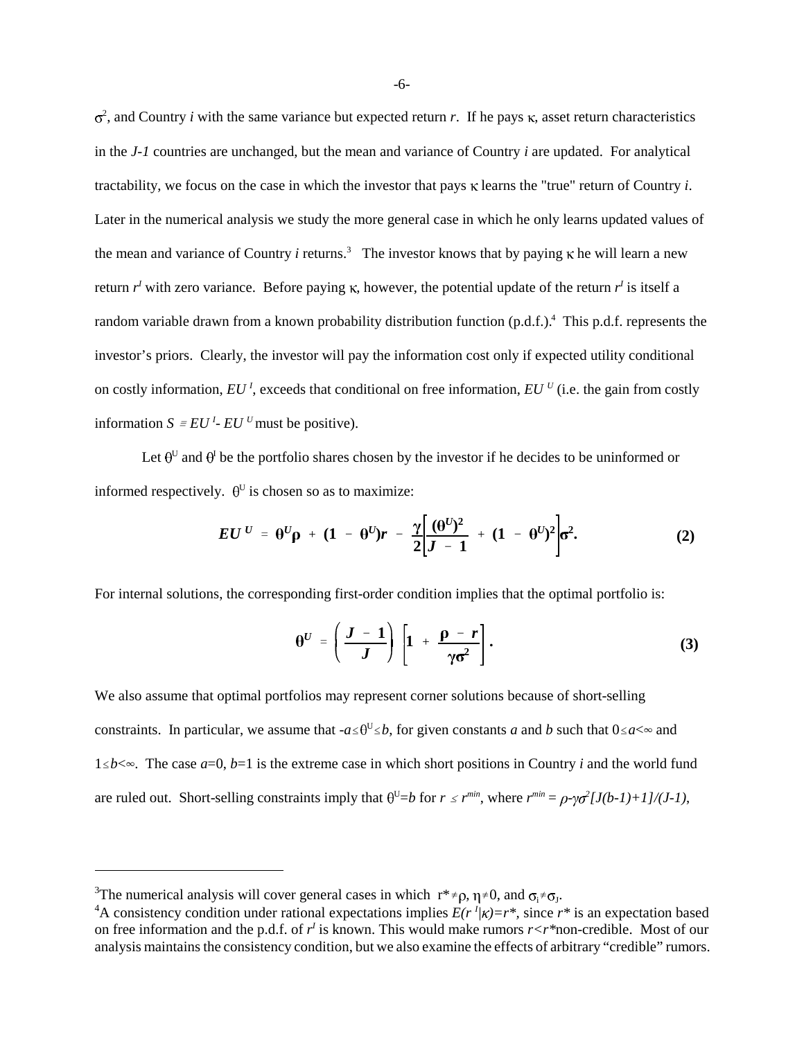$\sigma^2$, and Country *i* with the same variance but expected return *r*. If he pays $\kappa$, asset return characteristics in the *J-1* countries are unchanged, but the mean and variance of Country *i* are updated. For analytical tractability, we focus on the case in which the investor that pays $\kappa$ learns the "true" return of Country *i*. Later in the numerical analysis we study the more general case in which he only learns updated values of the mean and variance of Country *i* returns.[3] The investor knows that by paying $\kappa$ he will learn a new return $r^I$ with zero variance. Before paying $\kappa$, however, the potential update of the return $r^I$ is itself a random variable drawn from a known probability distribution function (p.d.f.).[4] This p.d.f. represents the investor's priors. Clearly, the investor will pay the information cost only if expected utility conditional on costly information, $EU^I$, exceeds that conditional on free information, $EU^U$ (i.e. the gain from costly information $S \equiv EU^I - EU^U$ must be positive).

Let $\theta^U$ and $\theta^I$ be the portfolio shares chosen by the investor if he decides to be uninformed or informed respectively. $\theta^U$ is chosen so as to maximize:

$$EU^U = \theta^U \rho + (1 - \theta^U) r - \frac{\gamma}{2}\left[\frac{(\theta^U)^2}{J - 1} + (1 - \theta^U)^2\right]\sigma^2. \tag{2}$$

For internal solutions, the corresponding first-order condition implies that the optimal portfolio is:

$$\theta^U = \left(\frac{J - 1}{J}\right)\left[1 + \frac{\rho - r}{\gamma\sigma^2}\right]. \tag{3}$$

We also assume that optimal portfolios may represent corner solutions because of short-selling constraints. In particular, we assume that $-a \leq \theta^U \leq b$, for given constants *a* and *b* such that $0 \leq a < \infty$ and $1 \leq b < \infty$. The case $a=0$, $b=1$ is the extreme case in which short positions in Country *i* and the world fund are ruled out. Short-selling constraints imply that $\theta^U = b$ for $r \leq r^{min}$, where $r^{min} = \rho - \gamma\sigma^2[J(b-1)+1]/(J-1)$,

---

[3]The numerical analysis will cover general cases in which $r^* \neq \rho$, $\eta \neq 0$, and $\sigma_i \neq \sigma_J$.

[4]A consistency condition under rational expectations implies $E(r^I|\kappa) = r^*$, since $r^*$ is an expectation based on free information and the p.d.f. of $r^I$ is known. This would make rumors $r < r^*$ non-credible. Most of our analysis maintains the consistency condition, but we also examine the effects of arbitrary "credible" rumors.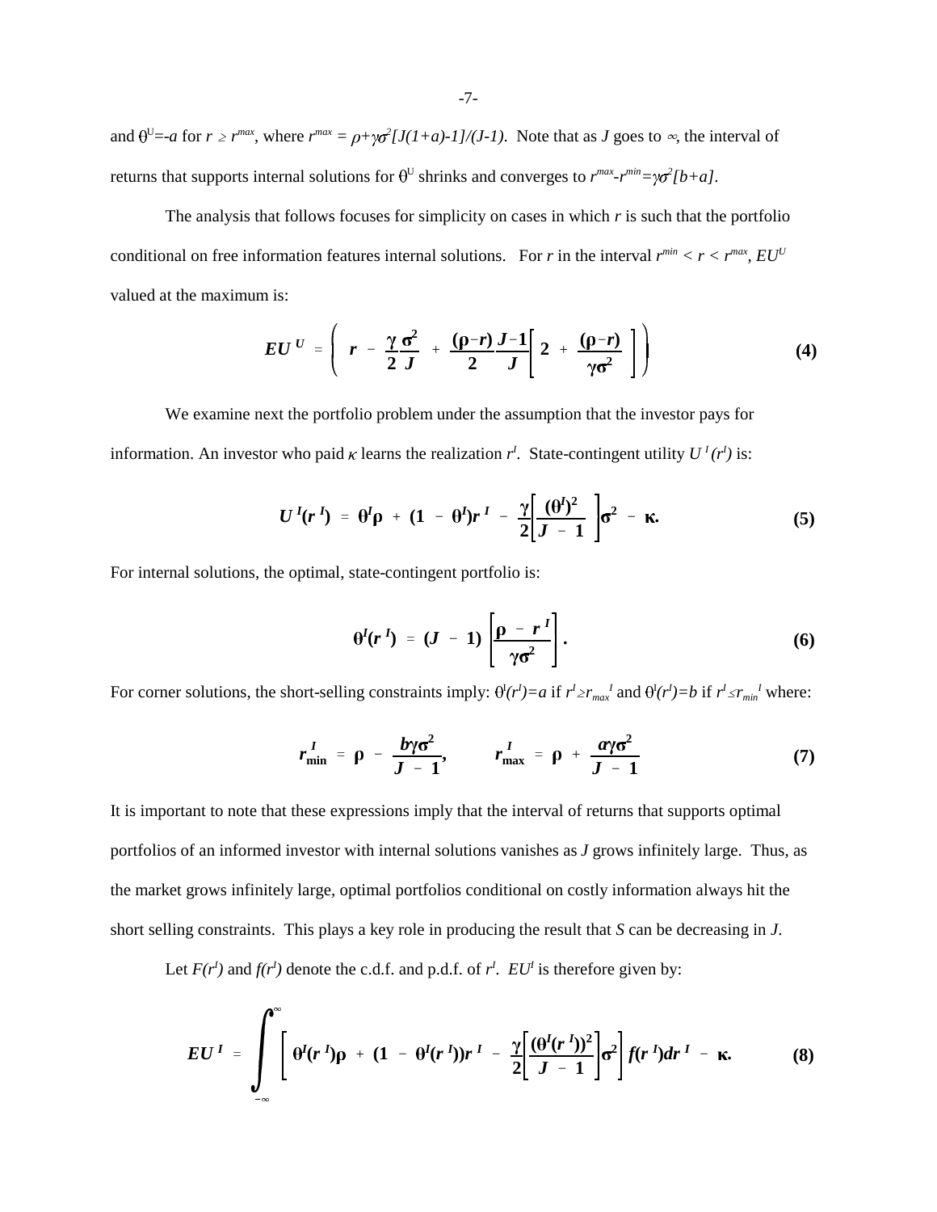and $\theta^U=-a$ for $r \geq r^{max}$, where $r^{max} = \rho+\gamma\sigma^2[J(1+a)-1]/(J-1)$. Note that as $J$ goes to $\infty$, the interval of returns that supports internal solutions for $\theta^U$ shrinks and converges to $r^{max}-r^{min}=\gamma\sigma^2[b+a]$.

The analysis that follows focuses for simplicity on cases in which $r$ is such that the portfolio conditional on free information features internal solutions. For $r$ in the interval $r^{min} < r < r^{max}$, $EU^U$ valued at the maximum is:

$$EU^U = \left( r - \frac{\gamma}{2}\frac{\sigma^2}{J} + \frac{(\rho-r)}{2}\frac{J-1}{J}\left[ 2 + \frac{(\rho-r)}{\gamma\sigma^2} \right] \right) \tag{4}$$

We examine next the portfolio problem under the assumption that the investor pays for information. An investor who paid $\kappa$ learns the realization $r^I$. State-contingent utility $U^I(r^I)$ is:

$$U^I(r^I) = \theta^I\rho + (1 - \theta^I)r^I - \frac{\gamma}{2}\left[\frac{(\theta^I)^2}{J-1}\right]\sigma^2 - \kappa. \tag{5}$$

For internal solutions, the optimal, state-contingent portfolio is:

$$\theta^I(r^I) = (J-1)\left[\frac{\rho - r^I}{\gamma\sigma^2}\right]. \tag{6}$$

For corner solutions, the short-selling constraints imply: $\theta^I(r^I)=a$ if $r^I \geq r_{max}^I$ and $\theta^I(r^I)=b$ if $r^I \leq r_{min}^I$ where:

$$r_{\min}^I = \rho - \frac{b\gamma\sigma^2}{J-1}, \qquad r_{\max}^I = \rho + \frac{a\gamma\sigma^2}{J-1} \tag{7}$$

It is important to note that these expressions imply that the interval of returns that supports optimal portfolios of an informed investor with internal solutions vanishes as $J$ grows infinitely large. Thus, as the market grows infinitely large, optimal portfolios conditional on costly information always hit the short selling constraints. This plays a key role in producing the result that $S$ can be decreasing in $J$.

Let $F(r^I)$ and $f(r^I)$ denote the c.d.f. and p.d.f. of $r^I$. $EU^I$ is therefore given by:

$$EU^I = \int_{-\infty}^{\infty} \left[ \theta^I(r^I)\rho + (1 - \theta^I(r^I))r^I - \frac{\gamma}{2}\left[\frac{(\theta^I(r^I))^2}{J-1}\right]\sigma^2 \right] f(r^I)dr^I - \kappa. \tag{8}$$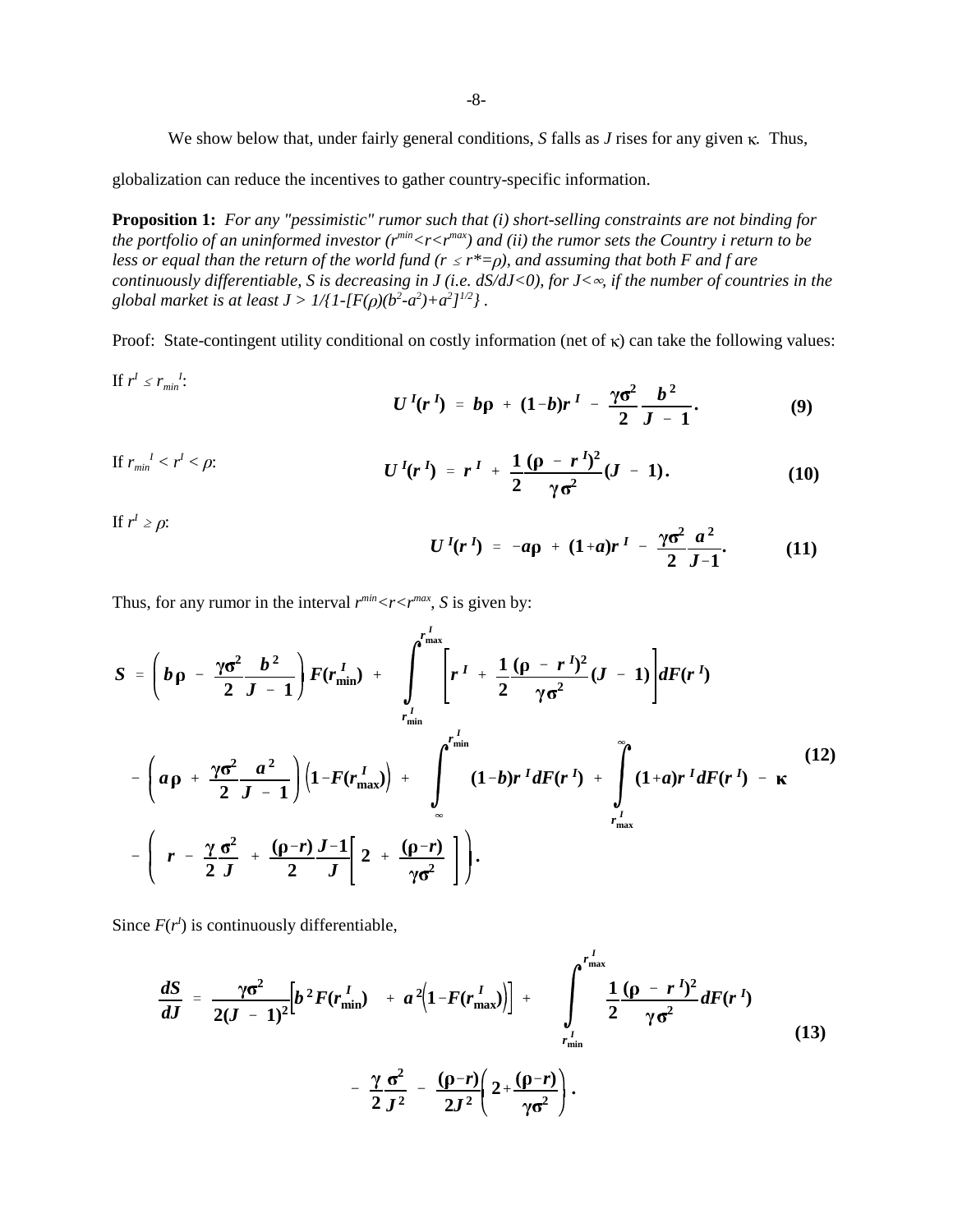We show below that, under fairly general conditions, $S$ falls as $J$ rises for any given $\kappa$. Thus, globalization can reduce the incentives to gather country-specific information.

**Proposition 1:** *For any "pessimistic" rumor such that (i) short-selling constraints are not binding for the portfolio of an uninformed investor ($r^{min}<r<r^{max}$) and (ii) the rumor sets the Country i return to be less or equal than the return of the world fund ($r \leq r^{*}=\rho$), and assuming that both F and f are continuously differentiable, S is decreasing in J (i.e. $dS/dJ<0$), for $J<\infty$, if the number of countries in the global market is at least $J > 1/\{1-[F(\rho)(b^2-a^2)+a^2]^{1/2}\}$.*

Proof: State-contingent utility conditional on costly information (net of $\kappa$) can take the following values:

If $r^I \leq r_{min}^I$:

$$U^I(r^I) = b\rho + (1-b)r^I - \frac{\gamma\sigma^2}{2}\frac{b^2}{J-1}. \tag{9}$$

If $r_{min}^I < r^I < \rho$:

$$U^I(r^I) = r^I + \frac{1}{2}\frac{(\rho - r^I)^2}{\gamma\sigma^2}(J-1). \tag{10}$$

If $r^I \geq \rho$:

$$U^I(r^I) = -a\rho + (1+a)r^I - \frac{\gamma\sigma^2}{2}\frac{a^2}{J-1}. \tag{11}$$

Thus, for any rumor in the interval $r^{min}<r<r^{max}$, $S$ is given by:

$$\begin{aligned} S = {} & \left( b\rho - \frac{\gamma\sigma^2}{2}\frac{b^2}{J-1} \right) F(r^I_{\min}) + \int_{r^I_{\min}}^{r^I_{\max}} \left[ r^I + \frac{1}{2}\frac{(\rho - r^I)^2}{\gamma\sigma^2}(J-1) \right] dF(r^I) \\ & - \left( a\rho + \frac{\gamma\sigma^2}{2}\frac{a^2}{J-1} \right)\left(1 - F(r^I_{\max})\right) + \int_{\infty}^{r^I_{\min}} (1-b)r^I dF(r^I) + \int_{r^I_{\max}}^{\infty} (1+a)r^I dF(r^I) - \kappa \\ & - \left( r - \frac{\gamma}{2}\frac{\sigma^2}{J} + \frac{(\rho - r)}{2}\frac{J-1}{J}\left[ 2 + \frac{(\rho-r)}{\gamma\sigma^2} \right] \right). \end{aligned} \tag{12}$$

Since $F(r^I)$ is continuously differentiable,

$$\begin{aligned} \frac{dS}{dJ} = {} & \frac{\gamma\sigma^2}{2(J-1)^2}\left[ b^2 F(r^I_{\min}) + a^2\left(1 - F(r^I_{\max})\right) \right] + \int_{r^I_{\min}}^{r^I_{\max}} \frac{1}{2}\frac{(\rho - r^I)^2}{\gamma\sigma^2} dF(r^I) \\ & - \frac{\gamma}{2}\frac{\sigma^2}{J^2} - \frac{(\rho - r)}{2J^2}\left( 2 + \frac{(\rho - r)}{\gamma\sigma^2} \right). \end{aligned} \tag{13}$$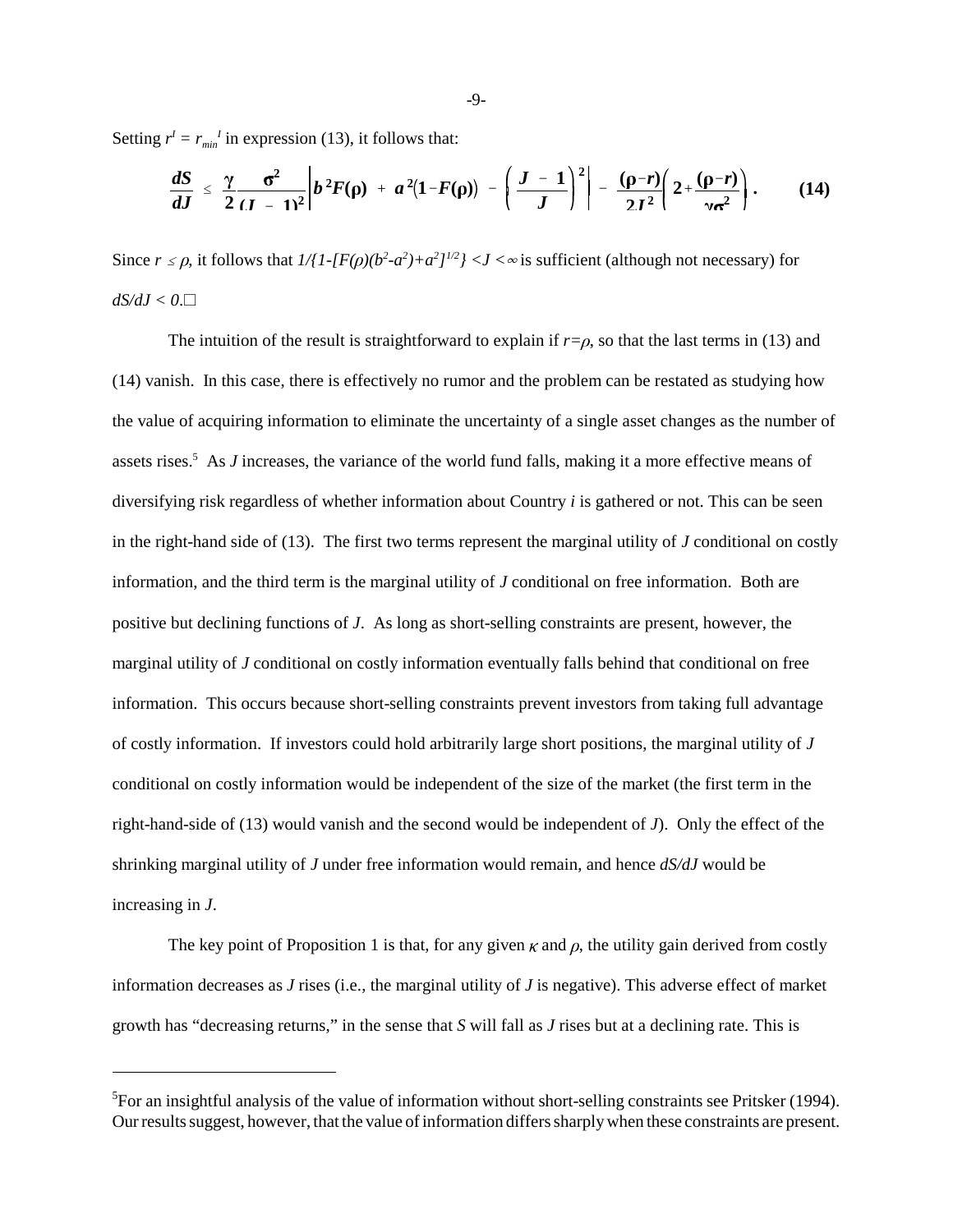Setting $r^I = r_{min}^I$ in expression (13), it follows that:

$$\frac{dS}{dJ} \leq \frac{\gamma}{2}\frac{\sigma^2}{(J-1)^2}\left[b^2F(\rho) + a^2(1-F(\rho)) - \left(\frac{J-1}{J}\right)^2\right] - \frac{(\rho-r)}{2J^2}\left(2+\frac{(\rho-r)}{\gamma\sigma^2}\right). \qquad \textbf{(14)}$$

Since $r \leq \rho$, it follows that $1/\{1-[F(\rho)(b^2-a^2)+a^2]^{1/2}\} < J < \infty$ is sufficient (although not necessary) for $dS/dJ < 0$.□

The intuition of the result is straightforward to explain if $r=\rho$, so that the last terms in (13) and (14) vanish. In this case, there is effectively no rumor and the problem can be restated as studying how the value of acquiring information to eliminate the uncertainty of a single asset changes as the number of assets rises.[5] As $J$ increases, the variance of the world fund falls, making it a more effective means of diversifying risk regardless of whether information about Country $i$ is gathered or not. This can be seen in the right-hand side of (13). The first two terms represent the marginal utility of $J$ conditional on costly information, and the third term is the marginal utility of $J$ conditional on free information. Both are positive but declining functions of $J$. As long as short-selling constraints are present, however, the marginal utility of $J$ conditional on costly information eventually falls behind that conditional on free information. This occurs because short-selling constraints prevent investors from taking full advantage of costly information. If investors could hold arbitrarily large short positions, the marginal utility of $J$ conditional on costly information would be independent of the size of the market (the first term in the right-hand-side of (13) would vanish and the second would be independent of $J$). Only the effect of the shrinking marginal utility of $J$ under free information would remain, and hence $dS/dJ$ would be increasing in $J$.

The key point of Proposition 1 is that, for any given $\kappa$ and $\rho$, the utility gain derived from costly information decreases as $J$ rises (i.e., the marginal utility of $J$ is negative). This adverse effect of market growth has "decreasing returns," in the sense that $S$ will fall as $J$ rises but at a declining rate. This is

---

[5]For an insightful analysis of the value of information without short-selling constraints see Pritsker (1994). Our results suggest, however, that the value of information differs sharply when these constraints are present.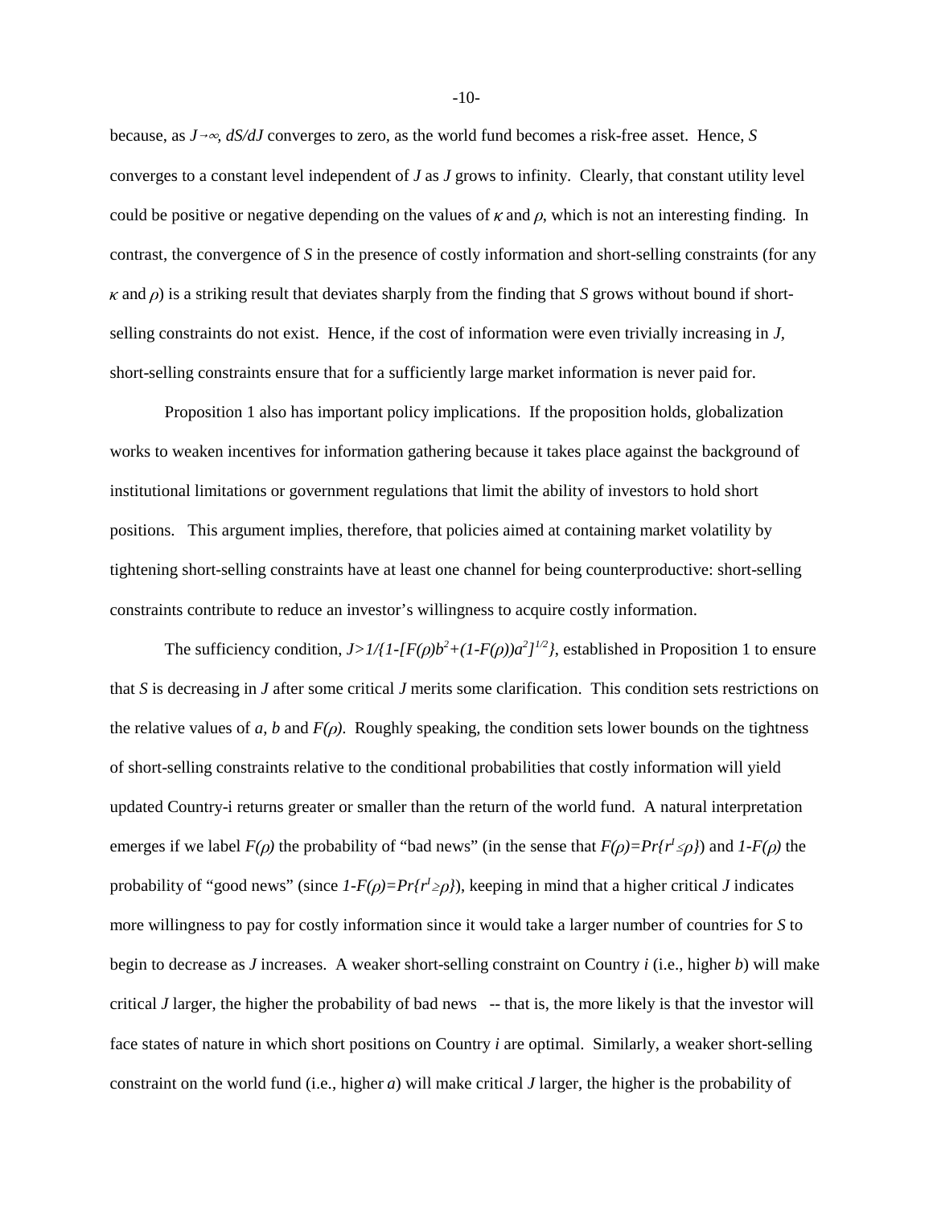because, as $J\to\infty$, $dS/dJ$ converges to zero, as the world fund becomes a risk-free asset. Hence, $S$ converges to a constant level independent of $J$ as $J$ grows to infinity. Clearly, that constant utility level could be positive or negative depending on the values of $\kappa$ and $\rho$, which is not an interesting finding. In contrast, the convergence of $S$ in the presence of costly information and short-selling constraints (for any $\kappa$ and $\rho$) is a striking result that deviates sharply from the finding that $S$ grows without bound if short-selling constraints do not exist. Hence, if the cost of information were even trivially increasing in $J$, short-selling constraints ensure that for a sufficiently large market information is never paid for.

Proposition 1 also has important policy implications. If the proposition holds, globalization works to weaken incentives for information gathering because it takes place against the background of institutional limitations or government regulations that limit the ability of investors to hold short positions. This argument implies, therefore, that policies aimed at containing market volatility by tightening short-selling constraints have at least one channel for being counterproductive: short-selling constraints contribute to reduce an investor's willingness to acquire costly information.

The sufficiency condition, $J>1/\{1-[F(\rho)b^2+(1-F(\rho))a^2]^{1/2}\}$, established in Proposition 1 to ensure that $S$ is decreasing in $J$ after some critical $J$ merits some clarification. This condition sets restrictions on the relative values of $a$, $b$ and $F(\rho)$. Roughly speaking, the condition sets lower bounds on the tightness of short-selling constraints relative to the conditional probabilities that costly information will yield updated Country-i returns greater or smaller than the return of the world fund. A natural interpretation emerges if we label $F(\rho)$ the probability of "bad news" (in the sense that $F(\rho)=Pr\{r^I\leq\rho\}$) and $1-F(\rho)$ the probability of "good news" (since $1-F(\rho)=Pr\{r^I\geq\rho\}$), keeping in mind that a higher critical $J$ indicates more willingness to pay for costly information since it would take a larger number of countries for $S$ to begin to decrease as $J$ increases. A weaker short-selling constraint on Country $i$ (i.e., higher $b$) will make critical $J$ larger, the higher the probability of bad news -- that is, the more likely is that the investor will face states of nature in which short positions on Country $i$ are optimal. Similarly, a weaker short-selling constraint on the world fund (i.e., higher $a$) will make critical $J$ larger, the higher is the probability of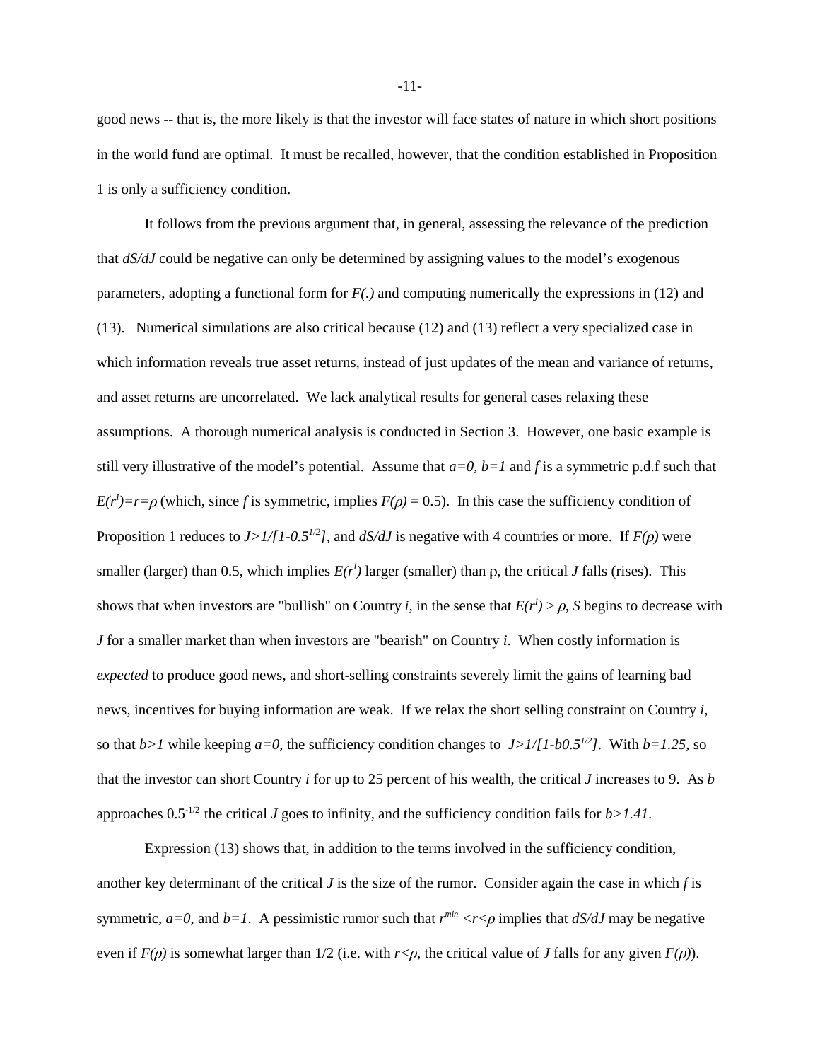good news -- that is, the more likely is that the investor will face states of nature in which short positions in the world fund are optimal. It must be recalled, however, that the condition established in Proposition 1 is only a sufficiency condition.

It follows from the previous argument that, in general, assessing the relevance of the prediction that $dS/dJ$ could be negative can only be determined by assigning values to the model's exogenous parameters, adopting a functional form for $F(.)$ and computing numerically the expressions in (12) and (13). Numerical simulations are also critical because (12) and (13) reflect a very specialized case in which information reveals true asset returns, instead of just updates of the mean and variance of returns, and asset returns are uncorrelated. We lack analytical results for general cases relaxing these assumptions. A thorough numerical analysis is conducted in Section 3. However, one basic example is still very illustrative of the model's potential. Assume that $a=0$, $b=1$ and $f$ is a symmetric p.d.f such that $E(r^I)=r=\rho$ (which, since $f$ is symmetric, implies $F(\rho)=0.5$). In this case the sufficiency condition of Proposition 1 reduces to $J>1/[1-0.5^{1/2}]$, and $dS/dJ$ is negative with 4 countries or more. If $F(\rho)$ were smaller (larger) than 0.5, which implies $E(r^I)$ larger (smaller) than $\rho$, the critical $J$ falls (rises). This shows that when investors are "bullish" on Country $i$, in the sense that $E(r^I)>\rho$, $S$ begins to decrease with $J$ for a smaller market than when investors are "bearish" on Country $i$. When costly information is *expected* to produce good news, and short-selling constraints severely limit the gains of learning bad news, incentives for buying information are weak. If we relax the short selling constraint on Country $i$, so that $b>1$ while keeping $a=0$, the sufficiency condition changes to $J>1/[1-b0.5^{1/2}]$. With $b=1.25$, so that the investor can short Country $i$ for up to 25 percent of his wealth, the critical $J$ increases to 9. As $b$ approaches $0.5^{-1/2}$ the critical $J$ goes to infinity, and the sufficiency condition fails for $b>1.41$.

Expression (13) shows that, in addition to the terms involved in the sufficiency condition, another key determinant of the critical $J$ is the size of the rumor. Consider again the case in which $f$ is symmetric, $a=0$, and $b=1$. A pessimistic rumor such that $r^{min}<r<\rho$ implies that $dS/dJ$ may be negative even if $F(\rho)$ is somewhat larger than 1/2 (i.e. with $r<\rho$, the critical value of $J$ falls for any given $F(\rho)$).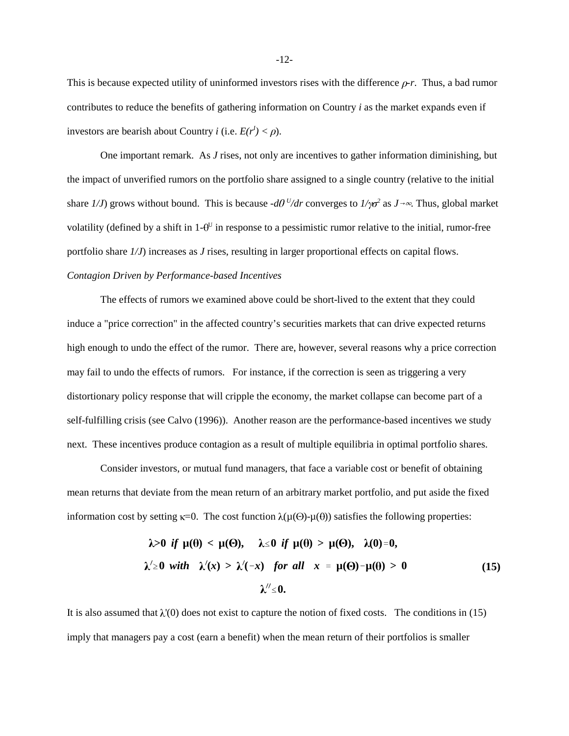This is because expected utility of uninformed investors rises with the difference $\rho$-$r$. Thus, a bad rumor contributes to reduce the benefits of gathering information on Country $i$ as the market expands even if investors are bearish about Country $i$ (i.e. $E(r^I) < \rho$).

One important remark. As $J$ rises, not only are incentives to gather information diminishing, but the impact of unverified rumors on the portfolio share assigned to a single country (relative to the initial share $1/J$) grows without bound. This is because $-d\theta^U/dr$ converges to $1/\gamma\sigma^2$ as $J \to \infty$. Thus, global market volatility (defined by a shift in $1$-$\theta^U$ in response to a pessimistic rumor relative to the initial, rumor-free portfolio share $1/J$) increases as $J$ rises, resulting in larger proportional effects on capital flows.

*Contagion Driven by Performance-based Incentives*

The effects of rumors we examined above could be short-lived to the extent that they could induce a "price correction" in the affected country's securities markets that can drive expected returns high enough to undo the effect of the rumor. There are, however, several reasons why a price correction may fail to undo the effects of rumors. For instance, if the correction is seen as triggering a very distortionary policy response that will cripple the economy, the market collapse can become part of a self-fulfilling crisis (see Calvo (1996)). Another reason are the performance-based incentives we study next. These incentives produce contagion as a result of multiple equilibria in optimal portfolio shares.

Consider investors, or mutual fund managers, that face a variable cost or benefit of obtaining mean returns that deviate from the mean return of an arbitrary market portfolio, and put aside the fixed information cost by setting $\kappa$=0. The cost function $\lambda(\mu(\Theta)$-$\mu(\theta))$ satisfies the following properties:

$$
\begin{gathered}
\lambda > 0 \;\; if \;\; \mu(\theta) < \mu(\Theta), \quad \lambda \leq 0 \;\; if \;\; \mu(\theta) > \mu(\Theta), \quad \lambda(0) = 0, \\
\lambda' \geq 0 \;\; with \quad \lambda'(x) > \lambda'(-x) \quad for \; all \quad x = \mu(\Theta) - \mu(\theta) > 0 \\
\lambda'' \leq 0.
\end{gathered}
\tag{15}
$$

It is also assumed that $\lambda'(0)$ does not exist to capture the notion of fixed costs. The conditions in (15) imply that managers pay a cost (earn a benefit) when the mean return of their portfolios is smaller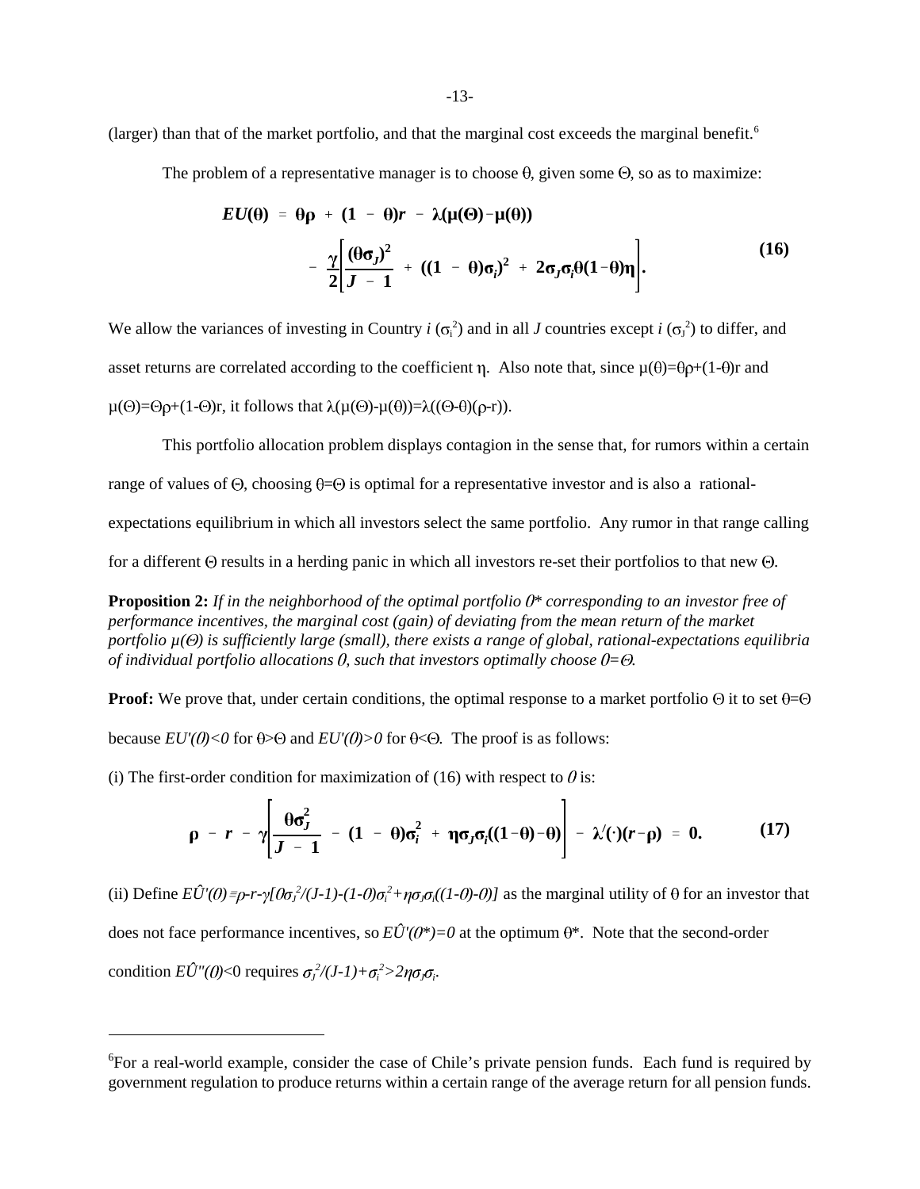(larger) than that of the market portfolio, and that the marginal cost exceeds the marginal benefit.[6]

The problem of a representative manager is to choose $\theta$, given some $\Theta$, so as to maximize:

$$EU(\theta) = \theta\rho + (1-\theta)r - \lambda(\mu(\Theta)-\mu(\theta)) - \frac{\gamma}{2}\left[\frac{(\theta\sigma_J)^2}{J-1} + ((1-\theta)\sigma_i)^2 + 2\sigma_J\sigma_i\theta(1-\theta)\eta\right]. \tag{16}$$

We allow the variances of investing in Country $i$ ($\sigma_i^2$) and in all $J$ countries except $i$ ($\sigma_J^2$) to differ, and asset returns are correlated according to the coefficient $\eta$. Also note that, since $\mu(\theta)=\theta\rho+(1-\theta)r$ and $\mu(\Theta)=\Theta\rho+(1-\Theta)r$, it follows that $\lambda(\mu(\Theta)-\mu(\theta))=\lambda((\Theta-\theta)(\rho-r))$.

This portfolio allocation problem displays contagion in the sense that, for rumors within a certain range of values of $\Theta$, choosing $\theta=\Theta$ is optimal for a representative investor and is also a rational-expectations equilibrium in which all investors select the same portfolio. Any rumor in that range calling for a different $\Theta$ results in a herding panic in which all investors re-set their portfolios to that new $\Theta$.

**Proposition 2:** *If in the neighborhood of the optimal portfolio $\theta^*$ corresponding to an investor free of performance incentives, the marginal cost (gain) of deviating from the mean return of the market portfolio $\mu(\Theta)$ is sufficiently large (small), there exists a range of global, rational-expectations equilibria of individual portfolio allocations $\theta$, such that investors optimally choose $\theta=\Theta$.*

**Proof:** We prove that, under certain conditions, the optimal response to a market portfolio $\Theta$ it to set $\theta=\Theta$ because $EU'(\theta)<0$ for $\theta>\Theta$ and $EU'(\theta)>0$ for $\theta<\Theta$. The proof is as follows:

(i) The first-order condition for maximization of (16) with respect to $\theta$ is:

$$\rho - r - \gamma\left[\frac{\theta\sigma_J^2}{J-1} - (1-\theta)\sigma_i^2 + \eta\sigma_J\sigma_i((1-\theta)-\theta)\right] - \lambda'(\cdot)(r-\rho) = 0. \tag{17}$$

(ii) Define $E\hat{U}'(\theta)\equiv\rho-r-\gamma[\theta\sigma_J^2/(J-1)-(1-\theta)\sigma_i^2+\eta\sigma_J\sigma_i((1-\theta)-\theta)]$ as the marginal utility of $\theta$ for an investor that does not face performance incentives, so $E\hat{U}'(\theta^*)=0$ at the optimum $\theta^*$. Note that the second-order condition $E\hat{U}''(\theta)<0$ requires $\sigma_J^2/(J-1)+\sigma_i^2>2\eta\sigma_J\sigma_i$.

[6] For a real-world example, consider the case of Chile's private pension funds. Each fund is required by government regulation to produce returns within a certain range of the average return for all pension funds.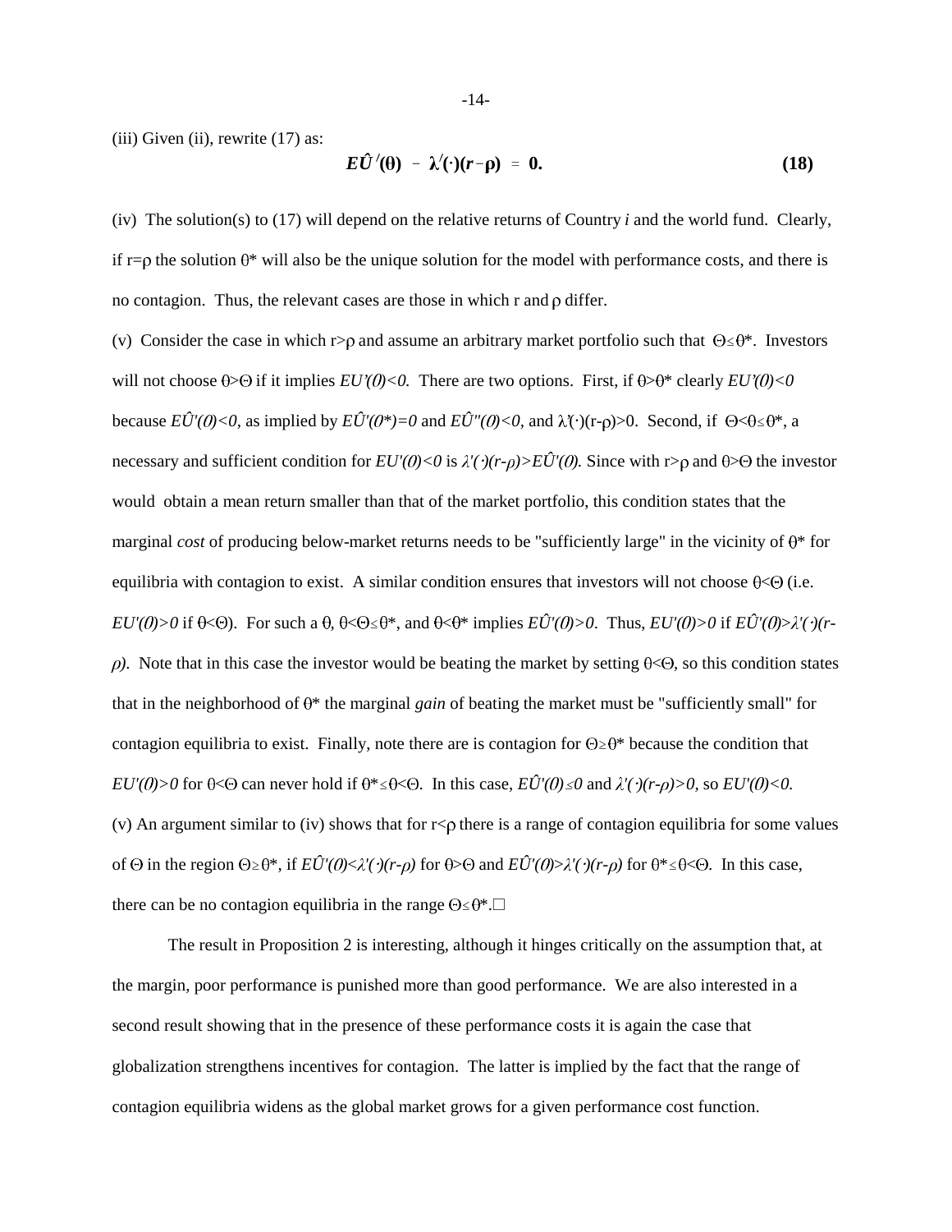(iii) Given (ii), rewrite (17) as:

$$E\hat{U}^{\prime}(\theta) \;-\; \lambda^{\prime}(\cdot)(r-\rho) \;=\; 0. \tag{18}$$

(iv) The solution(s) to (17) will depend on the relative returns of Country *i* and the world fund. Clearly, if $r=\rho$ the solution $\theta^*$ will also be the unique solution for the model with performance costs, and there is no contagion. Thus, the relevant cases are those in which r and $\rho$ differ.

(v) Consider the case in which $r>\rho$ and assume an arbitrary market portfolio such that $\Theta\leq\theta^*$. Investors will not choose $\theta>\Theta$ if it implies $EU'(\theta)<0$. There are two options. First, if $\theta>\theta^*$ clearly $EU'(\theta)<0$ because $E\hat{U}'(\theta)<0$, as implied by $E\hat{U}'(\theta^*)=0$ and $E\hat{U}''(\theta)<0$, and $\lambda'(\cdot)(r-\rho)>0$. Second, if $\Theta<\theta\leq\theta^*$, a necessary and sufficient condition for $EU'(\theta)<0$ is $\lambda'(\cdot)(r-\rho)>E\hat{U}'(\theta)$. Since with $r>\rho$ and $\theta>\Theta$ the investor would obtain a mean return smaller than that of the market portfolio, this condition states that the marginal *cost* of producing below-market returns needs to be "sufficiently large" in the vicinity of $\theta^*$ for equilibria with contagion to exist. A similar condition ensures that investors will not choose $\theta<\Theta$ (i.e. $EU'(\theta)>0$ if $\theta<\Theta$). For such a $\theta$, $\theta<\Theta\leq\theta^*$, and $\theta<\theta^*$ implies $E\hat{U}'(\theta)>0$. Thus, $EU'(\theta)>0$ if $E\hat{U}'(\theta)>\lambda'(\cdot)(r-\rho)$. Note that in this case the investor would be beating the market by setting $\theta<\Theta$, so this condition states that in the neighborhood of $\theta^*$ the marginal *gain* of beating the market must be "sufficiently small" for contagion equilibria to exist. Finally, note there are is contagion for $\Theta\geq\theta^*$ because the condition that $EU'(\theta)>0$ for $\theta<\Theta$ can never hold if $\theta^*\leq\theta<\Theta$. In this case, $E\hat{U}'(\theta)\leq 0$ and $\lambda'(\cdot)(r-\rho)>0$, so $EU'(\theta)<0$.

(v) An argument similar to (iv) shows that for $r<\rho$ there is a range of contagion equilibria for some values of $\Theta$ in the region $\Theta\geq\theta^*$, if $E\hat{U}'(\theta)<\lambda'(\cdot)(r-\rho)$ for $\theta>\Theta$ and $E\hat{U}'(\theta)>\lambda'(\cdot)(r-\rho)$ for $\theta^*\leq\theta<\Theta$. In this case, there can be no contagion equilibria in the range $\Theta\leq\theta^*$.□

The result in Proposition 2 is interesting, although it hinges critically on the assumption that, at the margin, poor performance is punished more than good performance. We are also interested in a second result showing that in the presence of these performance costs it is again the case that globalization strengthens incentives for contagion. The latter is implied by the fact that the range of contagion equilibria widens as the global market grows for a given performance cost function.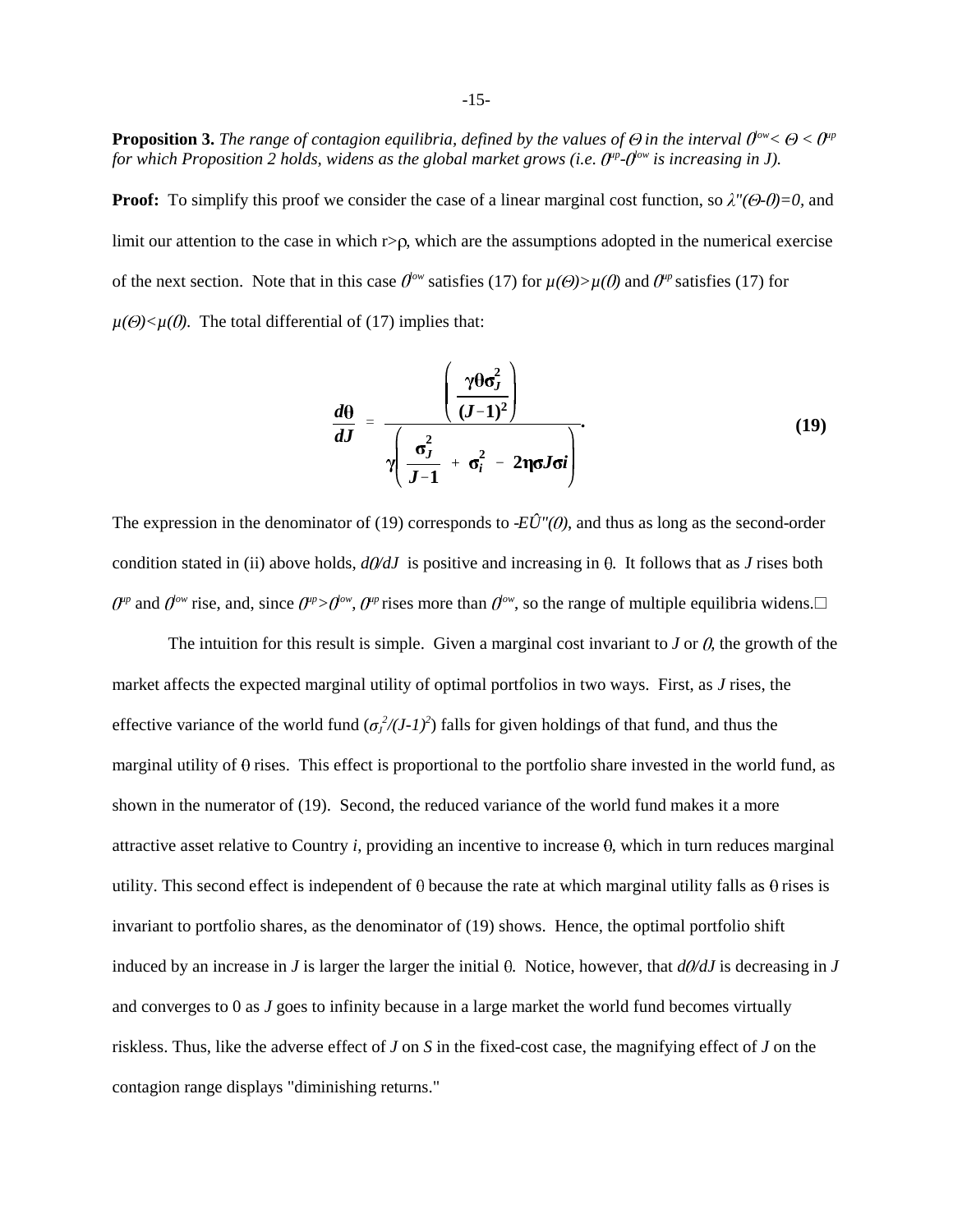**Proposition 3.** *The range of contagion equilibria, defined by the values of $\Theta$ in the interval $\theta^{low} < \Theta < \theta^{up}$ for which Proposition 2 holds, widens as the global market grows (i.e. $\theta^{up}$-$\theta^{low}$ is increasing in J).*

**Proof:** To simplify this proof we consider the case of a linear marginal cost function, so $\lambda''(\Theta\text{-}\theta)=0$, and limit our attention to the case in which r>ρ, which are the assumptions adopted in the numerical exercise of the next section. Note that in this case $\theta^{low}$ satisfies (17) for $\mu(\Theta)>\mu(\theta)$ and $\theta^{up}$ satisfies (17) for $\mu(\Theta)<\mu(\theta)$. The total differential of (17) implies that:

$$\frac{d\theta}{dJ} = \frac{\left(\dfrac{\gamma\theta\sigma_J^2}{(J-1)^2}\right)}{\gamma\left(\dfrac{\sigma_J^2}{J-1} + \sigma_i^2 - 2\eta\sigma J\sigma i\right)}. \tag{19}$$

The expression in the denominator of (19) corresponds to $-E\hat{U}''(\theta)$, and thus as long as the second-order condition stated in (ii) above holds, $d\theta/dJ$ is positive and increasing in θ. It follows that as *J* rises both $\theta^{up}$ and $\theta^{low}$ rise, and, since $\theta^{up}>\theta^{low}$, $\theta^{up}$ rises more than $\theta^{low}$, so the range of multiple equilibria widens.□

The intuition for this result is simple. Given a marginal cost invariant to *J* or $\theta$, the growth of the market affects the expected marginal utility of optimal portfolios in two ways. First, as *J* rises, the effective variance of the world fund ($\sigma_J^2/(J\text{-}1)^2$) falls for given holdings of that fund, and thus the marginal utility of θ rises. This effect is proportional to the portfolio share invested in the world fund, as shown in the numerator of (19). Second, the reduced variance of the world fund makes it a more attractive asset relative to Country *i*, providing an incentive to increase θ, which in turn reduces marginal utility. This second effect is independent of θ because the rate at which marginal utility falls as θ rises is invariant to portfolio shares, as the denominator of (19) shows. Hence, the optimal portfolio shift induced by an increase in *J* is larger the larger the initial θ. Notice, however, that $d\theta/dJ$ is decreasing in *J* and converges to 0 as *J* goes to infinity because in a large market the world fund becomes virtually riskless. Thus, like the adverse effect of *J* on *S* in the fixed-cost case, the magnifying effect of *J* on the contagion range displays "diminishing returns."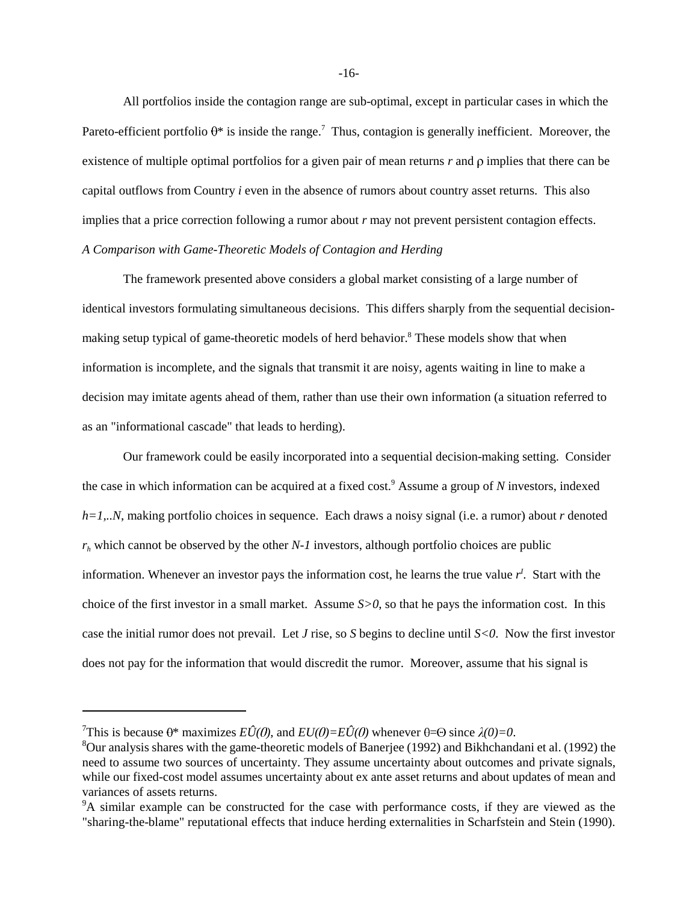All portfolios inside the contagion range are sub-optimal, except in particular cases in which the Pareto-efficient portfolio $\theta^*$ is inside the range.[7] Thus, contagion is generally inefficient. Moreover, the existence of multiple optimal portfolios for a given pair of mean returns $r$ and $\rho$ implies that there can be capital outflows from Country $i$ even in the absence of rumors about country asset returns. This also implies that a price correction following a rumor about $r$ may not prevent persistent contagion effects.

*A Comparison with Game-Theoretic Models of Contagion and Herding*

The framework presented above considers a global market consisting of a large number of identical investors formulating simultaneous decisions. This differs sharply from the sequential decision-making setup typical of game-theoretic models of herd behavior.[8] These models show that when information is incomplete, and the signals that transmit it are noisy, agents waiting in line to make a decision may imitate agents ahead of them, rather than use their own information (a situation referred to as an "informational cascade" that leads to herding).

Our framework could be easily incorporated into a sequential decision-making setting. Consider the case in which information can be acquired at a fixed cost.[9] Assume a group of $N$ investors, indexed $h=1,..N$, making portfolio choices in sequence. Each draws a noisy signal (i.e. a rumor) about $r$ denoted $r_h$ which cannot be observed by the other $N$-$1$ investors, although portfolio choices are public information. Whenever an investor pays the information cost, he learns the true value $r^I$. Start with the choice of the first investor in a small market. Assume $S>0$, so that he pays the information cost. In this case the initial rumor does not prevail. Let $J$ rise, so $S$ begins to decline until $S<0$. Now the first investor does not pay for the information that would discredit the rumor. Moreover, assume that his signal is

---

[7] This is because $\theta^*$ maximizes $E\hat{U}(\theta)$, and $EU(\theta)=E\hat{U}(\theta)$ whenever $\theta=\Theta$ since $\lambda(0)=0$.

[8] Our analysis shares with the game-theoretic models of Banerjee (1992) and Bikhchandani et al. (1992) the need to assume two sources of uncertainty. They assume uncertainty about outcomes and private signals, while our fixed-cost model assumes uncertainty about ex ante asset returns and about updates of mean and variances of assets returns.

[9] A similar example can be constructed for the case with performance costs, if they are viewed as the "sharing-the-blame" reputational effects that induce herding externalities in Scharfstein and Stein (1990).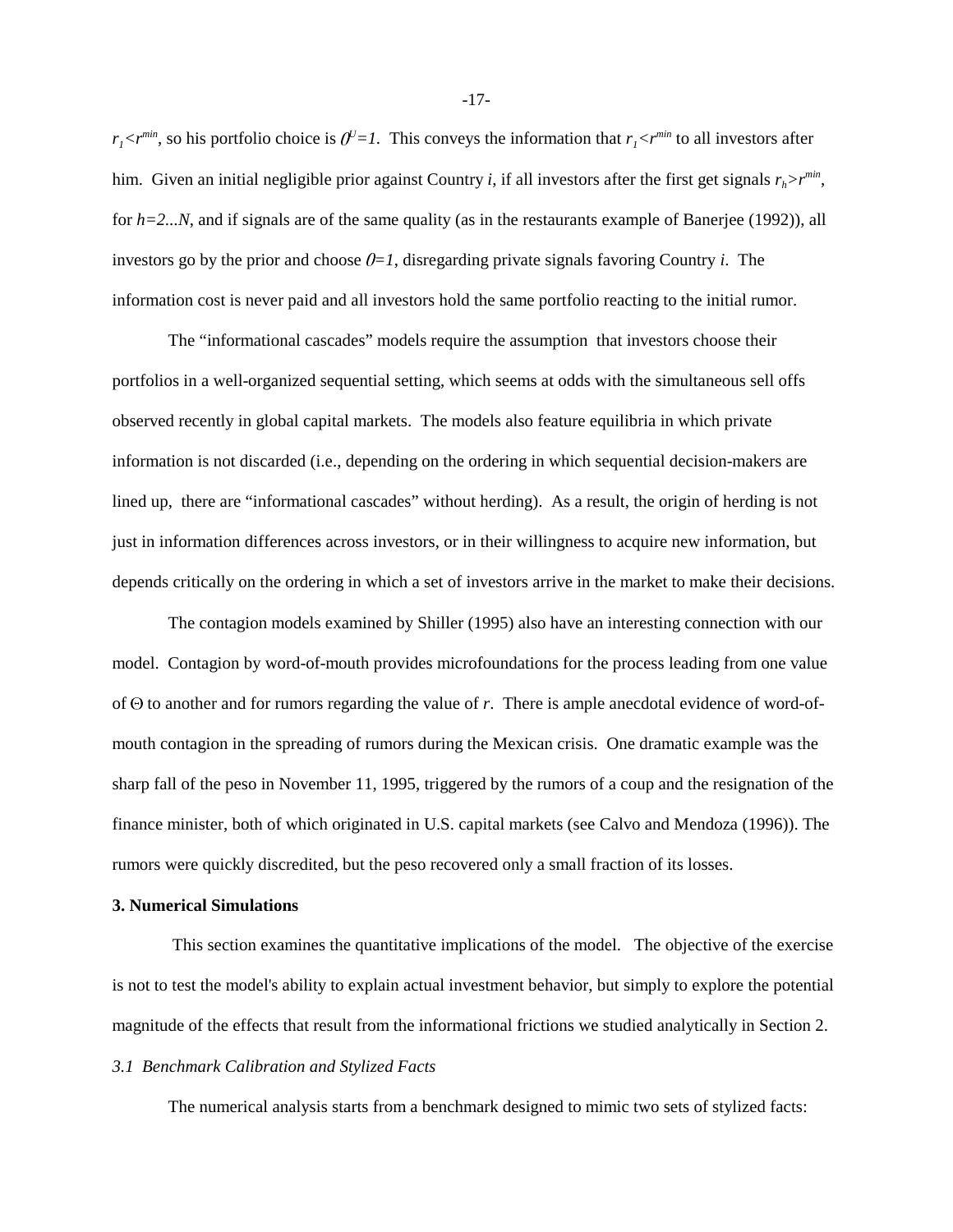$r_1 < r^{min}$, so his portfolio choice is $\theta^U=1$. This conveys the information that $r_1 < r^{min}$ to all investors after him. Given an initial negligible prior against Country *i*, if all investors after the first get signals $r_h > r^{min}$, for $h=2...N$, and if signals are of the same quality (as in the restaurants example of Banerjee (1992)), all investors go by the prior and choose $\theta=1$, disregarding private signals favoring Country *i*. The information cost is never paid and all investors hold the same portfolio reacting to the initial rumor.

The "informational cascades" models require the assumption that investors choose their portfolios in a well-organized sequential setting, which seems at odds with the simultaneous sell offs observed recently in global capital markets. The models also feature equilibria in which private information is not discarded (i.e., depending on the ordering in which sequential decision-makers are lined up, there are "informational cascades" without herding). As a result, the origin of herding is not just in information differences across investors, or in their willingness to acquire new information, but depends critically on the ordering in which a set of investors arrive in the market to make their decisions.

The contagion models examined by Shiller (1995) also have an interesting connection with our model. Contagion by word-of-mouth provides microfoundations for the process leading from one value of $\Theta$ to another and for rumors regarding the value of *r*. There is ample anecdotal evidence of word-of-mouth contagion in the spreading of rumors during the Mexican crisis. One dramatic example was the sharp fall of the peso in November 11, 1995, triggered by the rumors of a coup and the resignation of the finance minister, both of which originated in U.S. capital markets (see Calvo and Mendoza (1996)). The rumors were quickly discredited, but the peso recovered only a small fraction of its losses.

## 3. Numerical Simulations

This section examines the quantitative implications of the model. The objective of the exercise is not to test the model's ability to explain actual investment behavior, but simply to explore the potential magnitude of the effects that result from the informational frictions we studied analytically in Section 2.

### *3.1 Benchmark Calibration and Stylized Facts*

The numerical analysis starts from a benchmark designed to mimic two sets of stylized facts: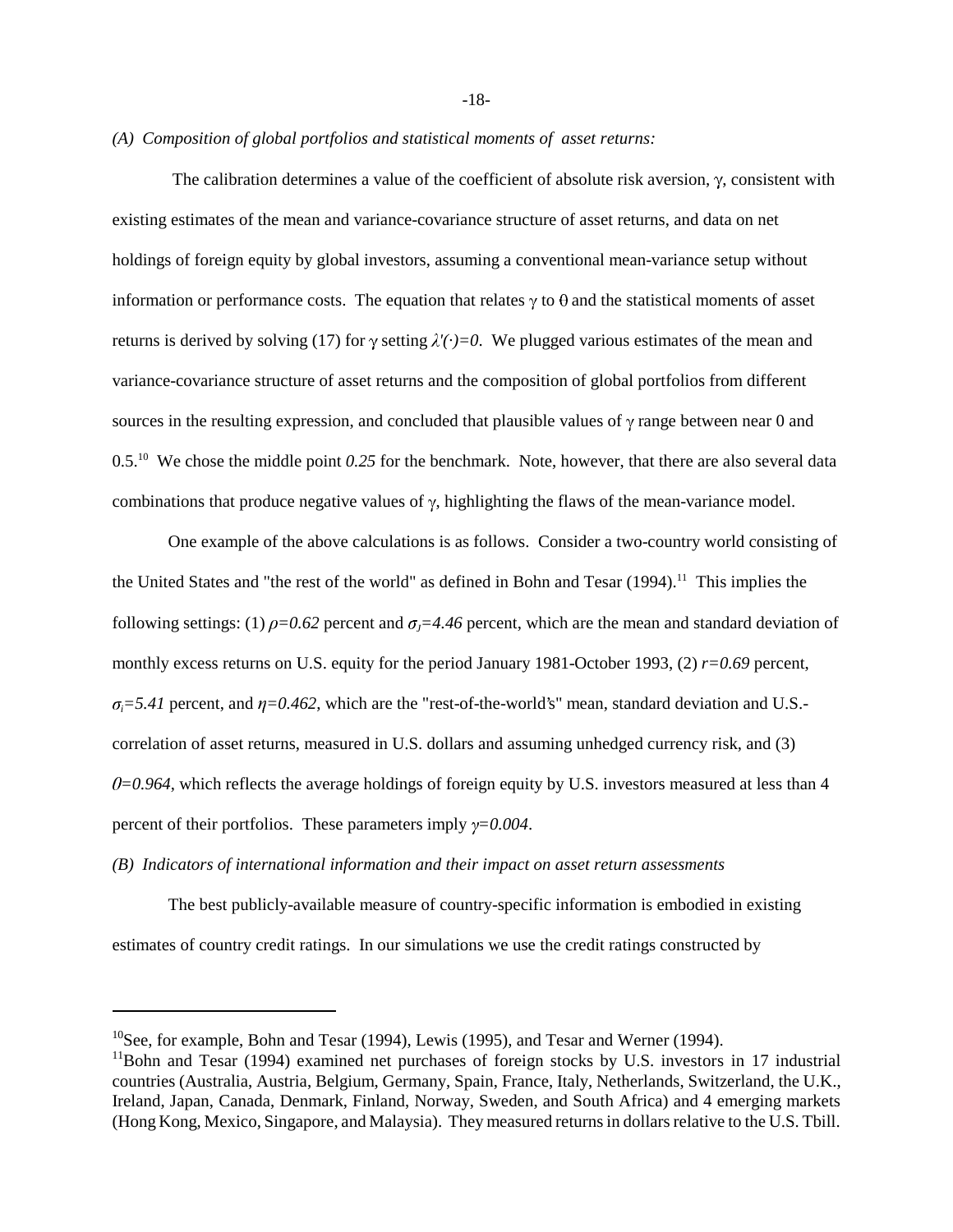*(A) Composition of global portfolios and statistical moments of asset returns:*

The calibration determines a value of the coefficient of absolute risk aversion, $\gamma$, consistent with existing estimates of the mean and variance-covariance structure of asset returns, and data on net holdings of foreign equity by global investors, assuming a conventional mean-variance setup without information or performance costs. The equation that relates $\gamma$ to $\theta$ and the statistical moments of asset returns is derived by solving (17) for $\gamma$ setting $\lambda'(\cdot)=0$. We plugged various estimates of the mean and variance-covariance structure of asset returns and the composition of global portfolios from different sources in the resulting expression, and concluded that plausible values of $\gamma$ range between near 0 and 0.5.[10] We chose the middle point *0.25* for the benchmark. Note, however, that there are also several data combinations that produce negative values of $\gamma$, highlighting the flaws of the mean-variance model.

One example of the above calculations is as follows. Consider a two-country world consisting of the United States and "the rest of the world" as defined in Bohn and Tesar (1994).[11] This implies the following settings: (1) $\rho=0.62$ percent and $\sigma_J=4.46$ percent, which are the mean and standard deviation of monthly excess returns on U.S. equity for the period January 1981-October 1993, (2) $r=0.69$ percent, $\sigma_i=5.41$ percent, and $\eta=0.462$, which are the "rest-of-the-world's" mean, standard deviation and U.S.-correlation of asset returns, measured in U.S. dollars and assuming unhedged currency risk, and (3) $\theta=0.964$, which reflects the average holdings of foreign equity by U.S. investors measured at less than 4 percent of their portfolios. These parameters imply $\gamma=0.004$.

*(B) Indicators of international information and their impact on asset return assessments*

The best publicly-available measure of country-specific information is embodied in existing estimates of country credit ratings. In our simulations we use the credit ratings constructed by

---

[10]See, for example, Bohn and Tesar (1994), Lewis (1995), and Tesar and Werner (1994).

[11]Bohn and Tesar (1994) examined net purchases of foreign stocks by U.S. investors in 17 industrial countries (Australia, Austria, Belgium, Germany, Spain, France, Italy, Netherlands, Switzerland, the U.K., Ireland, Japan, Canada, Denmark, Finland, Norway, Sweden, and South Africa) and 4 emerging markets (Hong Kong, Mexico, Singapore, and Malaysia). They measured returns in dollars relative to the U.S. Tbill.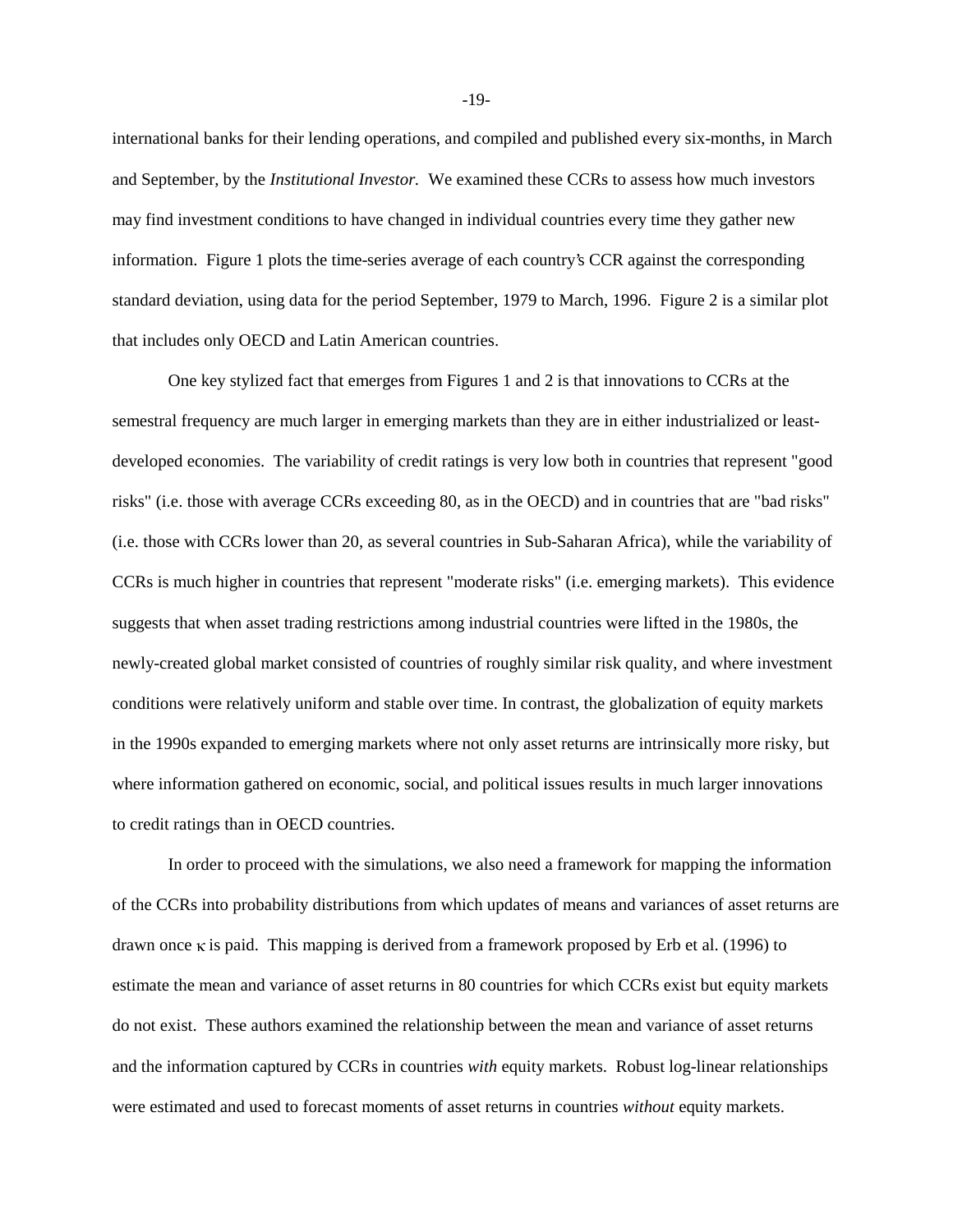international banks for their lending operations, and compiled and published every six-months, in March and September, by the *Institutional Investor.* We examined these CCRs to assess how much investors may find investment conditions to have changed in individual countries every time they gather new information. Figure 1 plots the time-series average of each country's CCR against the corresponding standard deviation, using data for the period September, 1979 to March, 1996. Figure 2 is a similar plot that includes only OECD and Latin American countries.

One key stylized fact that emerges from Figures 1 and 2 is that innovations to CCRs at the semestral frequency are much larger in emerging markets than they are in either industrialized or least-developed economies. The variability of credit ratings is very low both in countries that represent "good risks" (i.e. those with average CCRs exceeding 80, as in the OECD) and in countries that are "bad risks" (i.e. those with CCRs lower than 20, as several countries in Sub-Saharan Africa), while the variability of CCRs is much higher in countries that represent "moderate risks" (i.e. emerging markets). This evidence suggests that when asset trading restrictions among industrial countries were lifted in the 1980s, the newly-created global market consisted of countries of roughly similar risk quality, and where investment conditions were relatively uniform and stable over time. In contrast, the globalization of equity markets in the 1990s expanded to emerging markets where not only asset returns are intrinsically more risky, but where information gathered on economic, social, and political issues results in much larger innovations to credit ratings than in OECD countries.

In order to proceed with the simulations, we also need a framework for mapping the information of the CCRs into probability distributions from which updates of means and variances of asset returns are drawn once $\kappa$ is paid. This mapping is derived from a framework proposed by Erb et al. (1996) to estimate the mean and variance of asset returns in 80 countries for which CCRs exist but equity markets do not exist. These authors examined the relationship between the mean and variance of asset returns and the information captured by CCRs in countries *with* equity markets. Robust log-linear relationships were estimated and used to forecast moments of asset returns in countries *without* equity markets.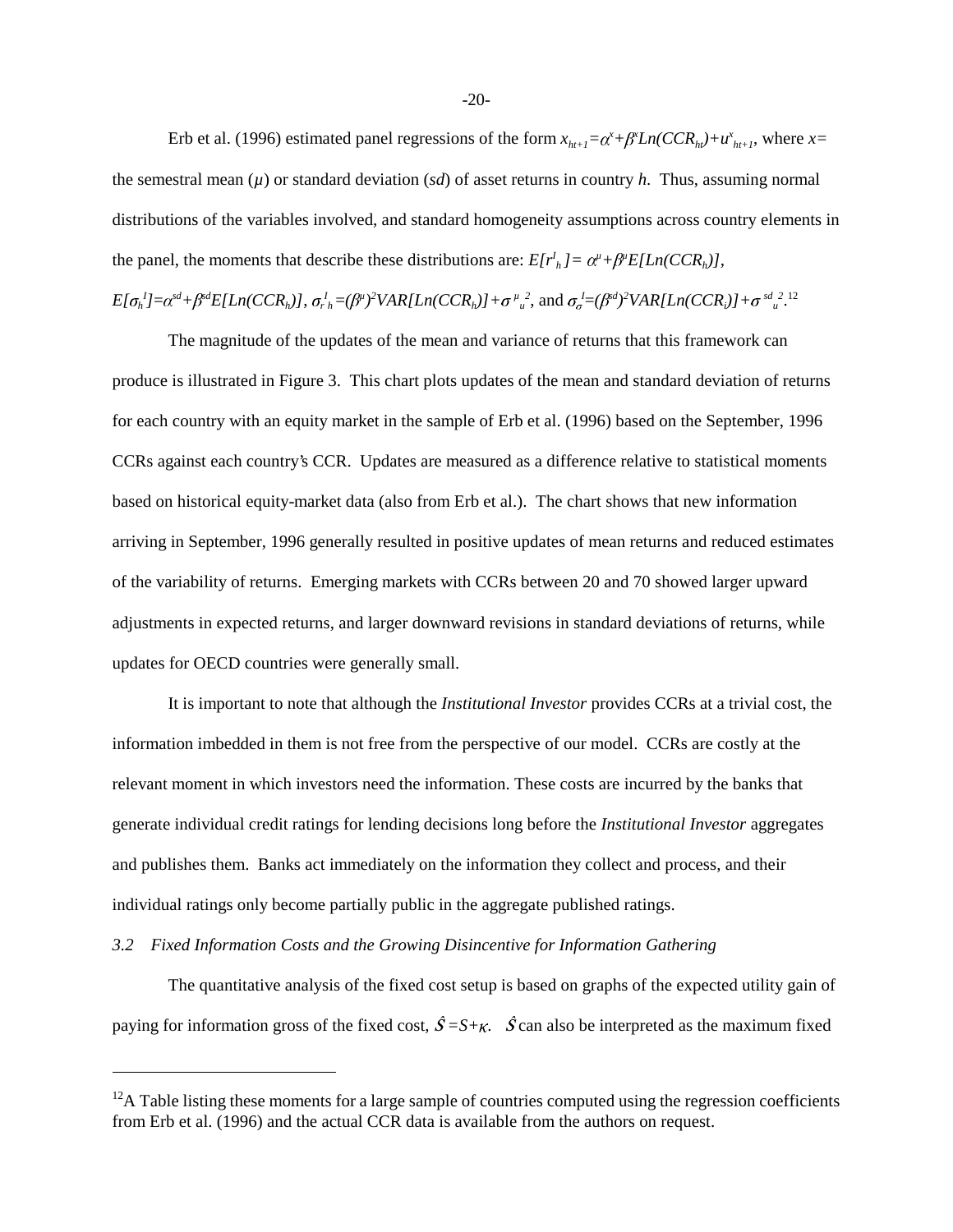Erb et al. (1996) estimated panel regressions of the form $x_{ht+1}=\alpha^x+\beta^x Ln(CCR_{ht})+u^x_{ht+1}$, where $x$= the semestral mean ($\mu$) or standard deviation ($sd$) of asset returns in country $h$. Thus, assuming normal distributions of the variables involved, and standard homogeneity assumptions across country elements in the panel, the moments that describe these distributions are: $E[r^I_h]= \alpha^\mu+\beta^\mu E[Ln(CCR_h)]$, $E[\sigma_h^I]=\alpha^{sd}+\beta^{sd}E[Ln(CCR_h)]$, $\sigma_{r\,h}^I=(\beta^\mu)^2VAR[Ln(CCR_h)]+\sigma^{\mu\,2}_u$, and $\sigma_\sigma^I=(\beta^{sd})^2VAR[Ln(CCR_i)]+\sigma^{sd\,2}_u$.[12]

The magnitude of the updates of the mean and variance of returns that this framework can produce is illustrated in Figure 3. This chart plots updates of the mean and standard deviation of returns for each country with an equity market in the sample of Erb et al. (1996) based on the September, 1996 CCRs against each country's CCR. Updates are measured as a difference relative to statistical moments based on historical equity-market data (also from Erb et al.). The chart shows that new information arriving in September, 1996 generally resulted in positive updates of mean returns and reduced estimates of the variability of returns. Emerging markets with CCRs between 20 and 70 showed larger upward adjustments in expected returns, and larger downward revisions in standard deviations of returns, while updates for OECD countries were generally small.

It is important to note that although the *Institutional Investor* provides CCRs at a trivial cost, the information imbedded in them is not free from the perspective of our model. CCRs are costly at the relevant moment in which investors need the information. These costs are incurred by the banks that generate individual credit ratings for lending decisions long before the *Institutional Investor* aggregates and publishes them. Banks act immediately on the information they collect and process, and their individual ratings only become partially public in the aggregate published ratings.

### *3.2 Fixed Information Costs and the Growing Disincentive for Information Gathering*

The quantitative analysis of the fixed cost setup is based on graphs of the expected utility gain of paying for information gross of the fixed cost, $\hat{S}=S+\kappa$. $\hat{S}$ can also be interpreted as the maximum fixed

---

[12]A Table listing these moments for a large sample of countries computed using the regression coefficients from Erb et al. (1996) and the actual CCR data is available from the authors on request.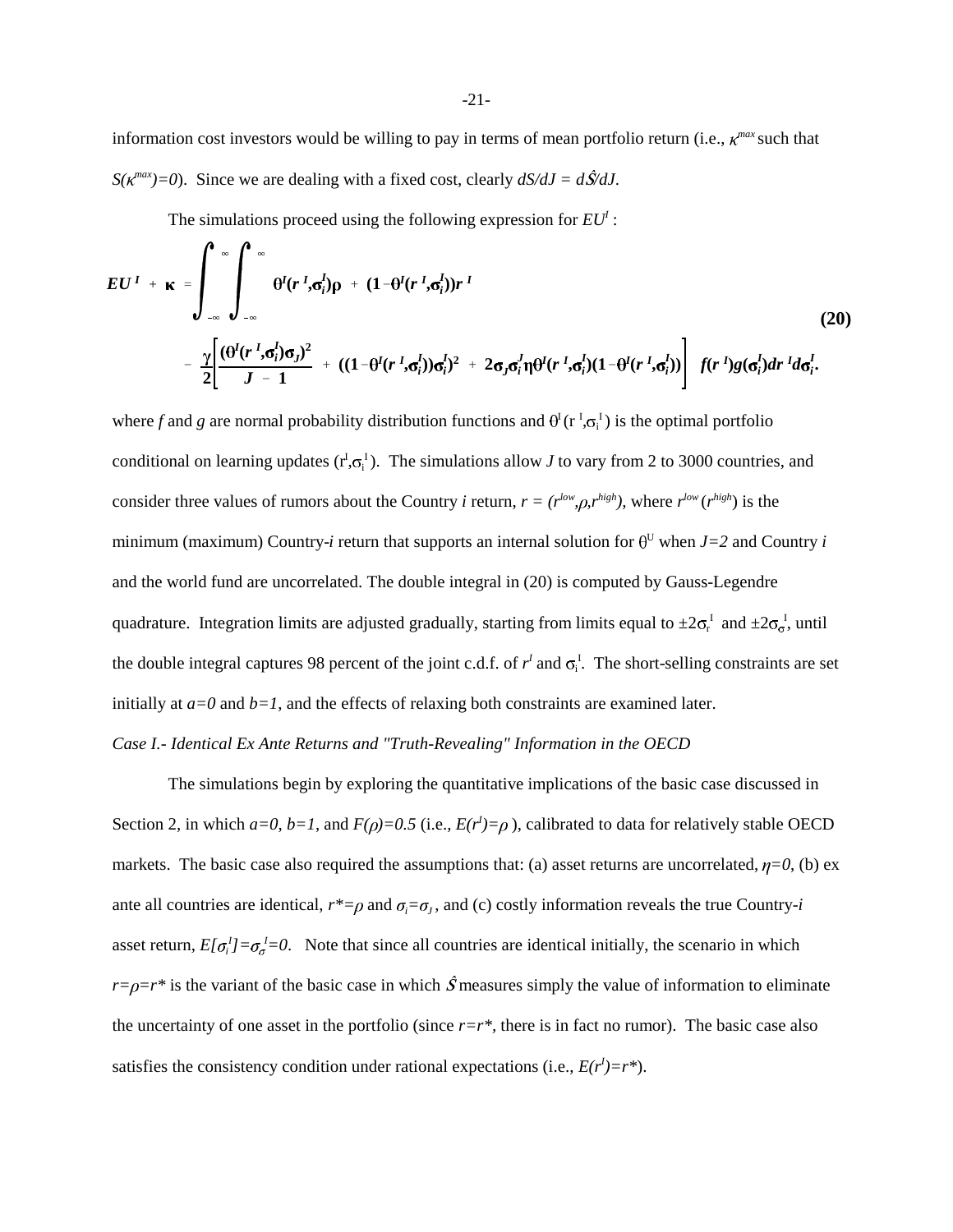information cost investors would be willing to pay in terms of mean portfolio return (i.e., $\kappa^{max}$ such that $S(\kappa^{max})=0$). Since we are dealing with a fixed cost, clearly $dS/dJ = d\hat{S}/dJ$.

The simulations proceed using the following expression for $EU^I$ :

$$
\begin{aligned}
\boldsymbol{EU^I + \kappa} = \int_{-\infty}^{\infty}\int_{-\infty}^{\infty} & \boldsymbol{\theta^I(r^I,\sigma_i^I)\rho + (1-\theta^I(r^I,\sigma_i^I))r^I} \\
& \boldsymbol{- \frac{\gamma}{2}\left[\frac{(\theta^I(r^I,\sigma_i^I)\sigma_J)^2}{J-1} + ((1-\theta^I(r^I,\sigma_i^I))\sigma_i^I)^2 + 2\sigma_J\sigma_i^I\eta\theta^I(r^I,\sigma_i^I)(1-\theta^I(r^I,\sigma_i^I))\right] f(r^I)g(\sigma_i^I)dr^I d\sigma_i^I.}
\end{aligned}
\tag{20}
$$

where $f$ and $g$ are normal probability distribution functions and $\theta^I(r^I,\sigma_i^I)$ is the optimal portfolio conditional on learning updates $(r^I,\sigma_i^I)$. The simulations allow $J$ to vary from 2 to 3000 countries, and consider three values of rumors about the Country $i$ return, $r = (r^{low},\rho,r^{high})$, where $r^{low}$ ($r^{high}$) is the minimum (maximum) Country-$i$ return that supports an internal solution for $\theta^U$ when $J=2$ and Country $i$ and the world fund are uncorrelated. The double integral in (20) is computed by Gauss-Legendre quadrature. Integration limits are adjusted gradually, starting from limits equal to $\pm 2\sigma_r^I$ and $\pm 2\sigma_\sigma^I$, until the double integral captures 98 percent of the joint c.d.f. of $r^I$ and $\sigma_i^I$. The short-selling constraints are set initially at $a=0$ and $b=1$, and the effects of relaxing both constraints are examined later.

*Case I.- Identical Ex Ante Returns and "Truth-Revealing" Information in the OECD*

The simulations begin by exploring the quantitative implications of the basic case discussed in Section 2, in which $a=0$, $b=1$, and $F(\rho)=0.5$ (i.e., $E(r^I)=\rho$ ), calibrated to data for relatively stable OECD markets. The basic case also required the assumptions that: (a) asset returns are uncorrelated, $\eta=0$, (b) ex ante all countries are identical, $r^*=\rho$ and $\sigma_i=\sigma_J$, and (c) costly information reveals the true Country-$i$ asset return, $E[\sigma_i^I]=\sigma_\sigma^I=0$. Note that since all countries are identical initially, the scenario in which $r=\rho=r^*$ is the variant of the basic case in which $\hat{S}$ measures simply the value of information to eliminate the uncertainty of one asset in the portfolio (since $r=r^*$, there is in fact no rumor). The basic case also satisfies the consistency condition under rational expectations (i.e., $E(r^I)=r^*$).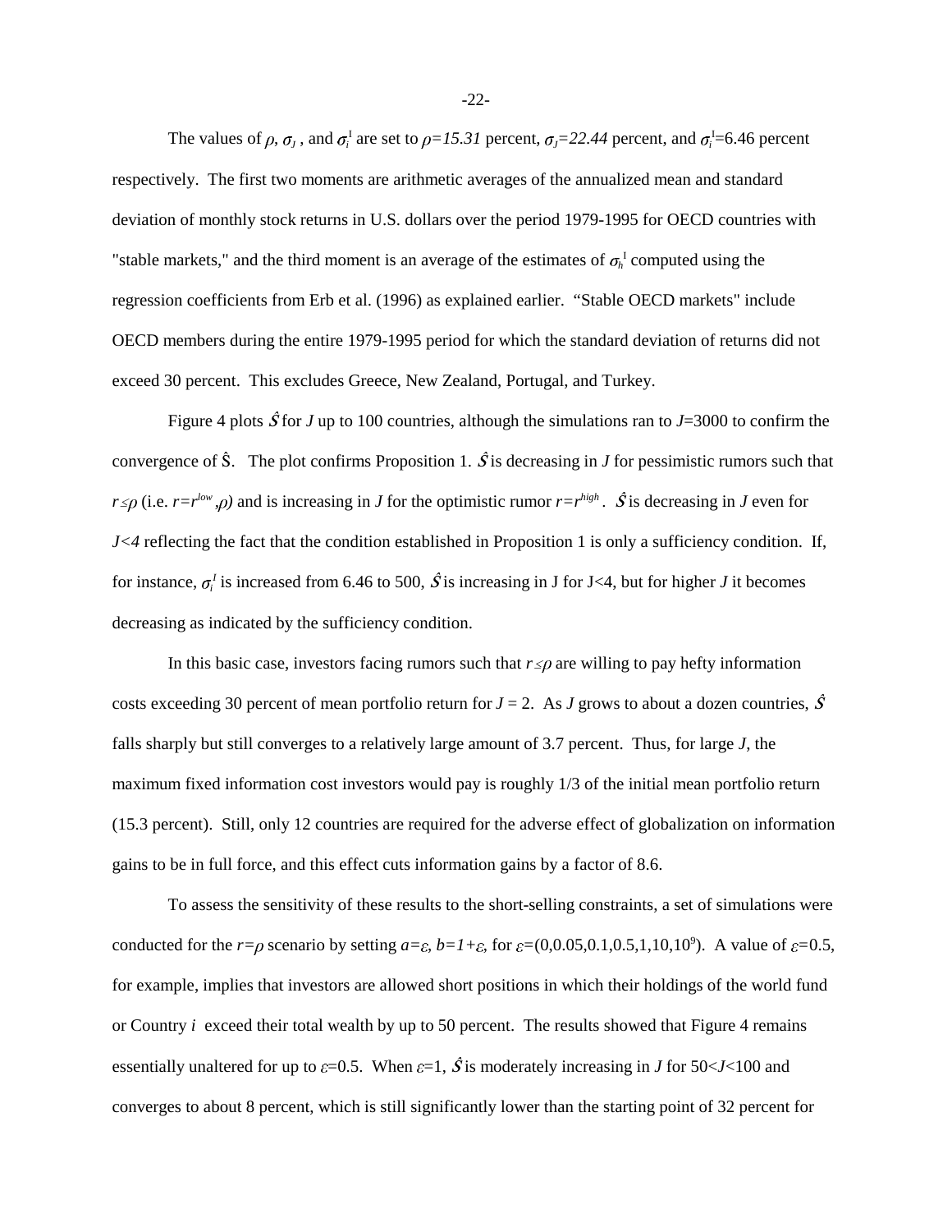The values of $\rho$, $\sigma_J$, and $\sigma_i^I$ are set to $\rho$=*15.31* percent, $\sigma_J$=*22.44* percent, and $\sigma_i^I$=6.46 percent respectively. The first two moments are arithmetic averages of the annualized mean and standard deviation of monthly stock returns in U.S. dollars over the period 1979-1995 for OECD countries with "stable markets," and the third moment is an average of the estimates of $\sigma_h^I$ computed using the regression coefficients from Erb et al. (1996) as explained earlier. "Stable OECD markets" include OECD members during the entire 1979-1995 period for which the standard deviation of returns did not exceed 30 percent. This excludes Greece, New Zealand, Portugal, and Turkey.

Figure 4 plots $\hat{S}$ for *J* up to 100 countries, although the simulations ran to *J*=3000 to confirm the convergence of $\hat{S}$. The plot confirms Proposition 1. $\hat{S}$ is decreasing in *J* for pessimistic rumors such that $r \leq \rho$ (i.e. $r = r^{low}, \rho$) and is increasing in *J* for the optimistic rumor $r = r^{high}$. $\hat{S}$ is decreasing in *J* even for $J<4$ reflecting the fact that the condition established in Proposition 1 is only a sufficiency condition. If, for instance, $\sigma_i^I$ is increased from 6.46 to 500, $\hat{S}$ is increasing in J for J<4, but for higher *J* it becomes decreasing as indicated by the sufficiency condition.

In this basic case, investors facing rumors such that $r \leq \rho$ are willing to pay hefty information costs exceeding 30 percent of mean portfolio return for $J = 2$. As *J* grows to about a dozen countries, $\hat{S}$ falls sharply but still converges to a relatively large amount of 3.7 percent. Thus, for large *J*, the maximum fixed information cost investors would pay is roughly 1/3 of the initial mean portfolio return (15.3 percent). Still, only 12 countries are required for the adverse effect of globalization on information gains to be in full force, and this effect cuts information gains by a factor of 8.6.

To assess the sensitivity of these results to the short-selling constraints, a set of simulations were conducted for the $r=\rho$ scenario by setting $a=\varepsilon$, $b=1+\varepsilon$, for $\varepsilon$=(0,0.05,0.1,0.5,1,10,$10^9$). A value of $\varepsilon$=0.5, for example, implies that investors are allowed short positions in which their holdings of the world fund or Country *i* exceed their total wealth by up to 50 percent. The results showed that Figure 4 remains essentially unaltered for up to $\varepsilon$=0.5. When $\varepsilon$=1, $\hat{S}$ is moderately increasing in *J* for 50<*J*<100 and converges to about 8 percent, which is still significantly lower than the starting point of 32 percent for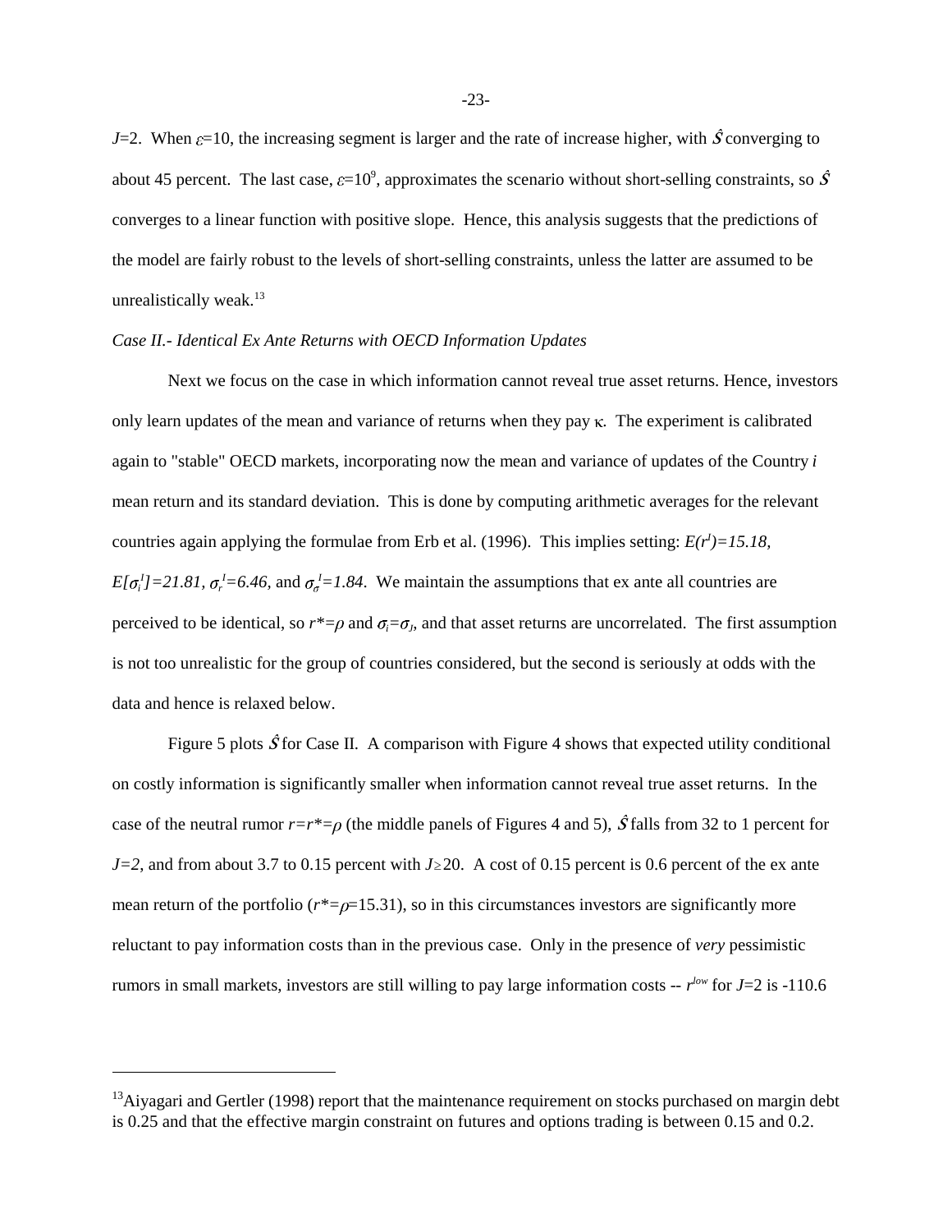$J$=2. When $\varepsilon$=10, the increasing segment is larger and the rate of increase higher, with $\hat{S}$ converging to about 45 percent. The last case, $\varepsilon$=$10^9$, approximates the scenario without short-selling constraints, so $\hat{S}$ converges to a linear function with positive slope. Hence, this analysis suggests that the predictions of the model are fairly robust to the levels of short-selling constraints, unless the latter are assumed to be unrealistically weak.[13]

*Case II.- Identical Ex Ante Returns with OECD Information Updates*

Next we focus on the case in which information cannot reveal true asset returns. Hence, investors only learn updates of the mean and variance of returns when they pay $\kappa$. The experiment is calibrated again to "stable" OECD markets, incorporating now the mean and variance of updates of the Country $i$ mean return and its standard deviation. This is done by computing arithmetic averages for the relevant countries again applying the formulae from Erb et al. (1996). This implies setting: $E(r^I)=15.18$, $E[\sigma_i^I]=21.81$, $\sigma_r^I=6.46$, and $\sigma_\sigma^I=1.84$. We maintain the assumptions that ex ante all countries are perceived to be identical, so $r^*=\rho$ and $\sigma_i=\sigma_J$, and that asset returns are uncorrelated. The first assumption is not too unrealistic for the group of countries considered, but the second is seriously at odds with the data and hence is relaxed below.

Figure 5 plots $\hat{S}$ for Case II. A comparison with Figure 4 shows that expected utility conditional on costly information is significantly smaller when information cannot reveal true asset returns. In the case of the neutral rumor $r=r^*=\rho$ (the middle panels of Figures 4 and 5), $\hat{S}$ falls from 32 to 1 percent for $J=2$, and from about 3.7 to 0.15 percent with $J\geq 20$. A cost of 0.15 percent is 0.6 percent of the ex ante mean return of the portfolio ($r^*=\rho$=15.31), so in this circumstances investors are significantly more reluctant to pay information costs than in the previous case. Only in the presence of *very* pessimistic rumors in small markets, investors are still willing to pay large information costs -- $r^{low}$ for $J$=2 is -110.6

[13] Aiyagari and Gertler (1998) report that the maintenance requirement on stocks purchased on margin debt is 0.25 and that the effective margin constraint on futures and options trading is between 0.15 and 0.2.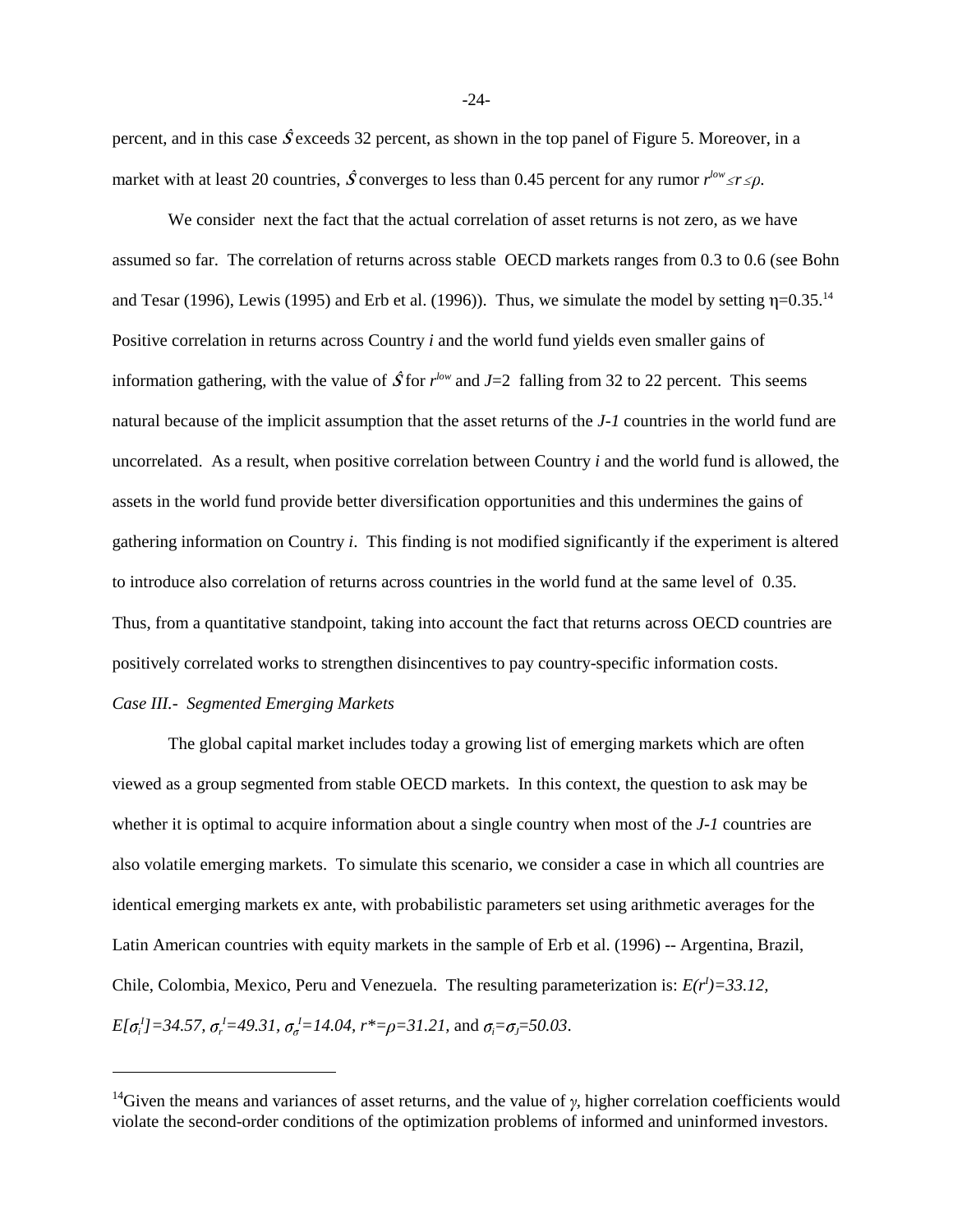percent, and in this case $\hat{S}$ exceeds 32 percent, as shown in the top panel of Figure 5. Moreover, in a market with at least 20 countries, $\hat{S}$ converges to less than 0.45 percent for any rumor $r^{low} \leq r \leq \rho$.

We consider next the fact that the actual correlation of asset returns is not zero, as we have assumed so far. The correlation of returns across stable OECD markets ranges from 0.3 to 0.6 (see Bohn and Tesar (1996), Lewis (1995) and Erb et al. (1996)). Thus, we simulate the model by setting $\eta$=0.35.[14] Positive correlation in returns across Country *i* and the world fund yields even smaller gains of information gathering, with the value of $\hat{S}$ for $r^{low}$ and $J$=2 falling from 32 to 22 percent. This seems natural because of the implicit assumption that the asset returns of the *J-1* countries in the world fund are uncorrelated. As a result, when positive correlation between Country *i* and the world fund is allowed, the assets in the world fund provide better diversification opportunities and this undermines the gains of gathering information on Country *i*. This finding is not modified significantly if the experiment is altered to introduce also correlation of returns across countries in the world fund at the same level of 0.35. Thus, from a quantitative standpoint, taking into account the fact that returns across OECD countries are positively correlated works to strengthen disincentives to pay country-specific information costs.

*Case III.- Segmented Emerging Markets*

The global capital market includes today a growing list of emerging markets which are often viewed as a group segmented from stable OECD markets. In this context, the question to ask may be whether it is optimal to acquire information about a single country when most of the *J-1* countries are also volatile emerging markets. To simulate this scenario, we consider a case in which all countries are identical emerging markets ex ante, with probabilistic parameters set using arithmetic averages for the Latin American countries with equity markets in the sample of Erb et al. (1996) -- Argentina, Brazil, Chile, Colombia, Mexico, Peru and Venezuela. The resulting parameterization is: $E(r^I)=33.12$, $E[\sigma_i^I]=34.57$, $\sigma_r^I=49.31$, $\sigma_\sigma^I=14.04$, $r^*=\rho=31.21$, and $\sigma_i=\sigma_j=50.03$.

---

[14]Given the means and variances of asset returns, and the value of $\gamma$, higher correlation coefficients would violate the second-order conditions of the optimization problems of informed and uninformed investors.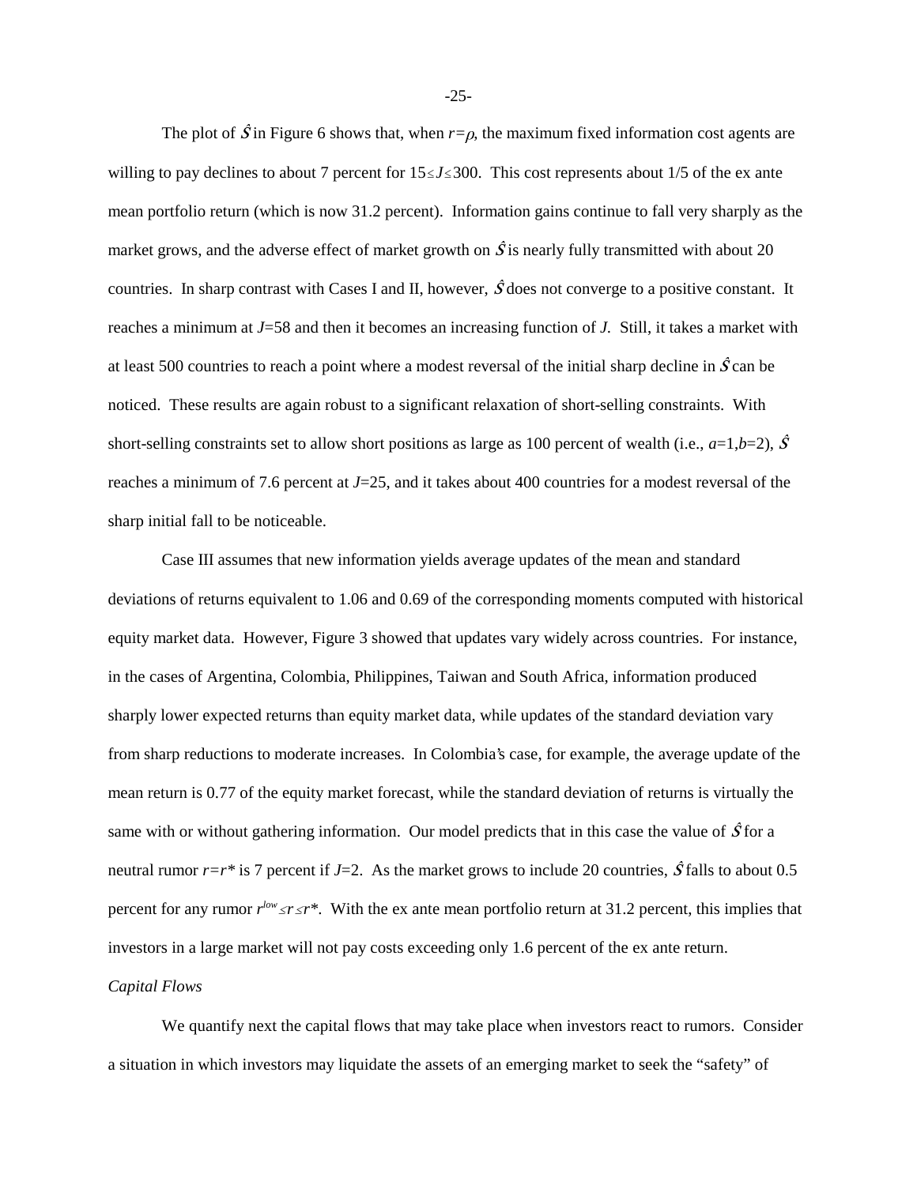The plot of $\hat{S}$ in Figure 6 shows that, when $r=\rho$, the maximum fixed information cost agents are willing to pay declines to about 7 percent for $15 \leq J \leq 300$. This cost represents about 1/5 of the ex ante mean portfolio return (which is now 31.2 percent). Information gains continue to fall very sharply as the market grows, and the adverse effect of market growth on $\hat{S}$ is nearly fully transmitted with about 20 countries. In sharp contrast with Cases I and II, however, $\hat{S}$ does not converge to a positive constant. It reaches a minimum at $J$=58 and then it becomes an increasing function of $J$. Still, it takes a market with at least 500 countries to reach a point where a modest reversal of the initial sharp decline in $\hat{S}$ can be noticed. These results are again robust to a significant relaxation of short-selling constraints. With short-selling constraints set to allow short positions as large as 100 percent of wealth (i.e., $a$=1,$b$=2), $\hat{S}$ reaches a minimum of 7.6 percent at $J$=25, and it takes about 400 countries for a modest reversal of the sharp initial fall to be noticeable.

Case III assumes that new information yields average updates of the mean and standard deviations of returns equivalent to 1.06 and 0.69 of the corresponding moments computed with historical equity market data. However, Figure 3 showed that updates vary widely across countries. For instance, in the cases of Argentina, Colombia, Philippines, Taiwan and South Africa, information produced sharply lower expected returns than equity market data, while updates of the standard deviation vary from sharp reductions to moderate increases. In Colombia's case, for example, the average update of the mean return is 0.77 of the equity market forecast, while the standard deviation of returns is virtually the same with or without gathering information. Our model predicts that in this case the value of $\hat{S}$ for a neutral rumor $r=r^*$ is 7 percent if $J$=2. As the market grows to include 20 countries, $\hat{S}$ falls to about 0.5 percent for any rumor $r^{low} \leq r \leq r^*$. With the ex ante mean portfolio return at 31.2 percent, this implies that investors in a large market will not pay costs exceeding only 1.6 percent of the ex ante return.

*Capital Flows*

We quantify next the capital flows that may take place when investors react to rumors. Consider a situation in which investors may liquidate the assets of an emerging market to seek the "safety" of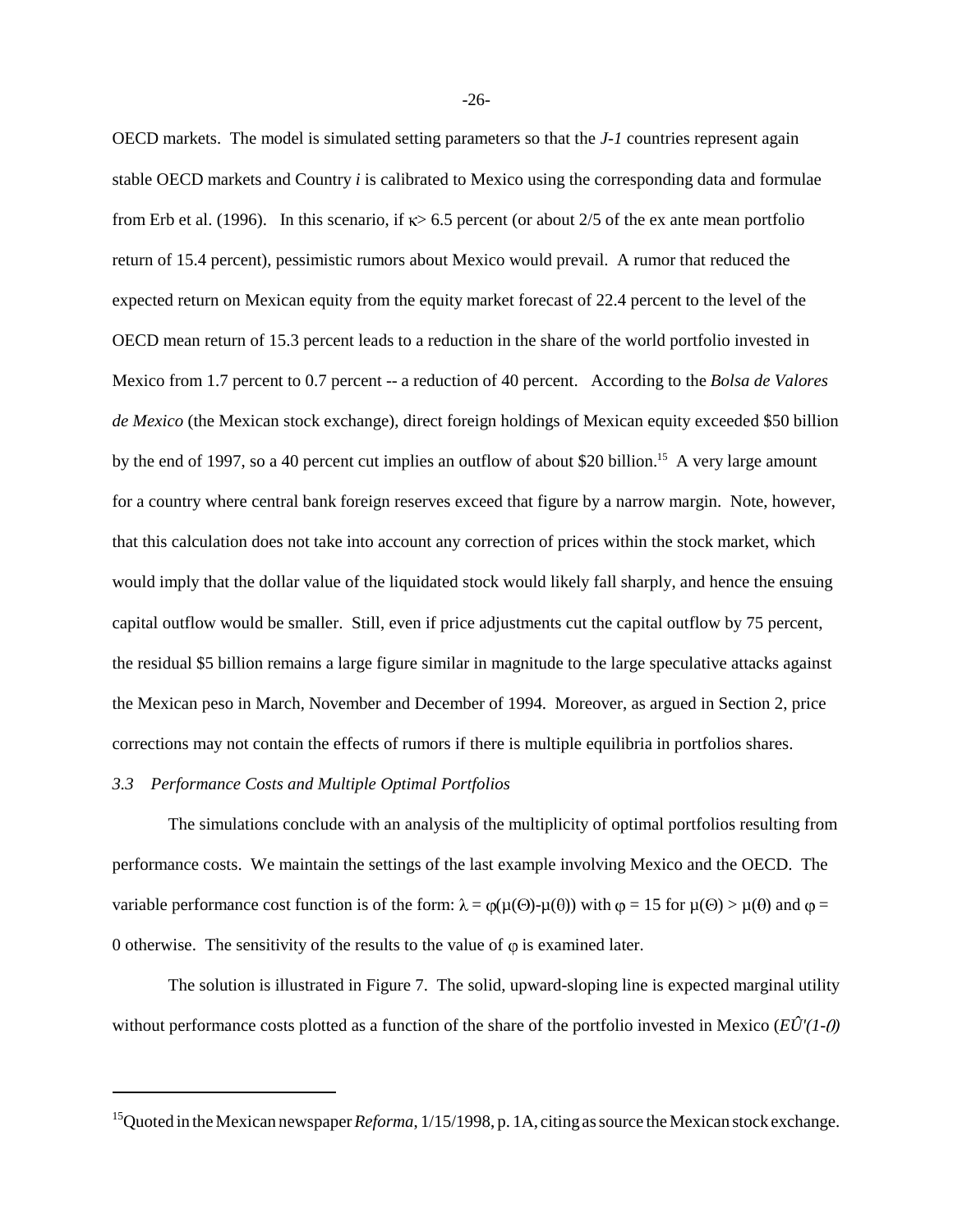OECD markets. The model is simulated setting parameters so that the *J-1* countries represent again stable OECD markets and Country *i* is calibrated to Mexico using the corresponding data and formulae from Erb et al. (1996). In this scenario, if $\kappa > 6.5$ percent (or about 2/5 of the ex ante mean portfolio return of 15.4 percent), pessimistic rumors about Mexico would prevail. A rumor that reduced the expected return on Mexican equity from the equity market forecast of 22.4 percent to the level of the OECD mean return of 15.3 percent leads to a reduction in the share of the world portfolio invested in Mexico from 1.7 percent to 0.7 percent -- a reduction of 40 percent. According to the *Bolsa de Valores de Mexico* (the Mexican stock exchange), direct foreign holdings of Mexican equity exceeded \$50 billion by the end of 1997, so a 40 percent cut implies an outflow of about \$20 billion.[15] A very large amount for a country where central bank foreign reserves exceed that figure by a narrow margin. Note, however, that this calculation does not take into account any correction of prices within the stock market, which would imply that the dollar value of the liquidated stock would likely fall sharply, and hence the ensuing capital outflow would be smaller. Still, even if price adjustments cut the capital outflow by 75 percent, the residual \$5 billion remains a large figure similar in magnitude to the large speculative attacks against the Mexican peso in March, November and December of 1994. Moreover, as argued in Section 2, price corrections may not contain the effects of rumors if there is multiple equilibria in portfolios shares.

### *3.3 Performance Costs and Multiple Optimal Portfolios*

The simulations conclude with an analysis of the multiplicity of optimal portfolios resulting from performance costs. We maintain the settings of the last example involving Mexico and the OECD. The variable performance cost function is of the form: $\lambda = \varphi(\mu(\Theta)-\mu(\theta))$ with $\varphi = 15$ for $\mu(\Theta) > \mu(\theta)$ and $\varphi = 0$ otherwise. The sensitivity of the results to the value of $\varphi$ is examined later.

The solution is illustrated in Figure 7. The solid, upward-sloping line is expected marginal utility without performance costs plotted as a function of the share of the portfolio invested in Mexico ($E\hat{U}'(1-\theta)$

---

[15] Quoted in the Mexican newspaper *Reforma*, 1/15/1998, p. 1A, citing as source the Mexican stock exchange.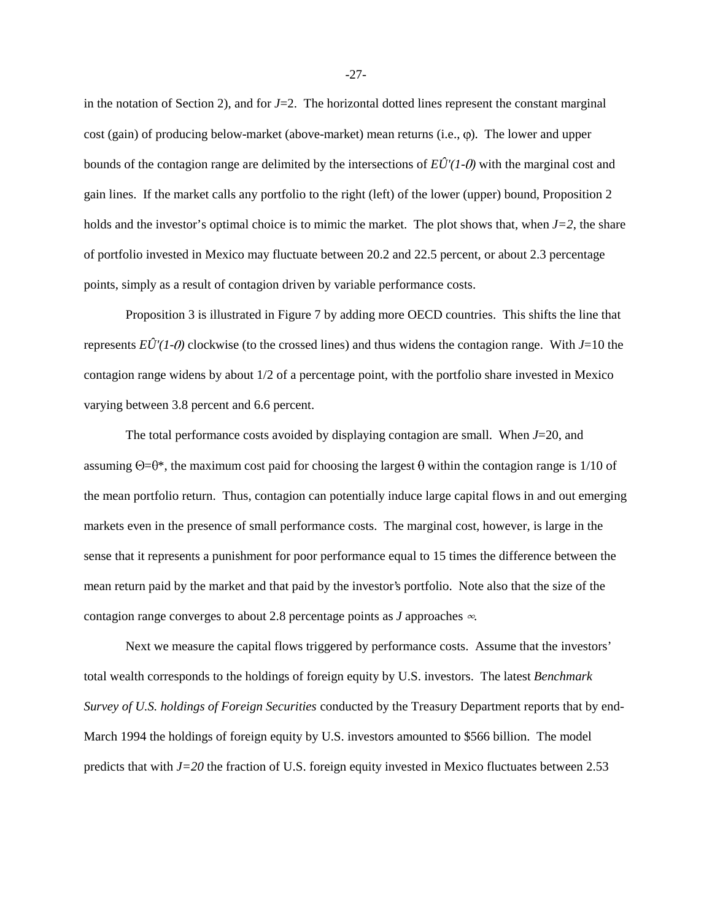in the notation of Section 2), and for $J$=2. The horizontal dotted lines represent the constant marginal cost (gain) of producing below-market (above-market) mean returns (i.e., $\varphi$). The lower and upper bounds of the contagion range are delimited by the intersections of $E\hat{U}'(1-\theta)$ with the marginal cost and gain lines. If the market calls any portfolio to the right (left) of the lower (upper) bound, Proposition 2 holds and the investor's optimal choice is to mimic the market. The plot shows that, when $J=2$, the share of portfolio invested in Mexico may fluctuate between 20.2 and 22.5 percent, or about 2.3 percentage points, simply as a result of contagion driven by variable performance costs.

Proposition 3 is illustrated in Figure 7 by adding more OECD countries. This shifts the line that represents $E\hat{U}'(1-\theta)$ clockwise (to the crossed lines) and thus widens the contagion range. With $J$=10 the contagion range widens by about 1/2 of a percentage point, with the portfolio share invested in Mexico varying between 3.8 percent and 6.6 percent.

The total performance costs avoided by displaying contagion are small. When $J$=20, and assuming $\Theta=\theta^*$, the maximum cost paid for choosing the largest $\theta$ within the contagion range is 1/10 of the mean portfolio return. Thus, contagion can potentially induce large capital flows in and out emerging markets even in the presence of small performance costs. The marginal cost, however, is large in the sense that it represents a punishment for poor performance equal to 15 times the difference between the mean return paid by the market and that paid by the investor's portfolio. Note also that the size of the contagion range converges to about 2.8 percentage points as $J$ approaches $\infty$.

Next we measure the capital flows triggered by performance costs. Assume that the investors' total wealth corresponds to the holdings of foreign equity by U.S. investors. The latest *Benchmark Survey of U.S. holdings of Foreign Securities* conducted by the Treasury Department reports that by end-March 1994 the holdings of foreign equity by U.S. investors amounted to \$566 billion. The model predicts that with $J=20$ the fraction of U.S. foreign equity invested in Mexico fluctuates between 2.53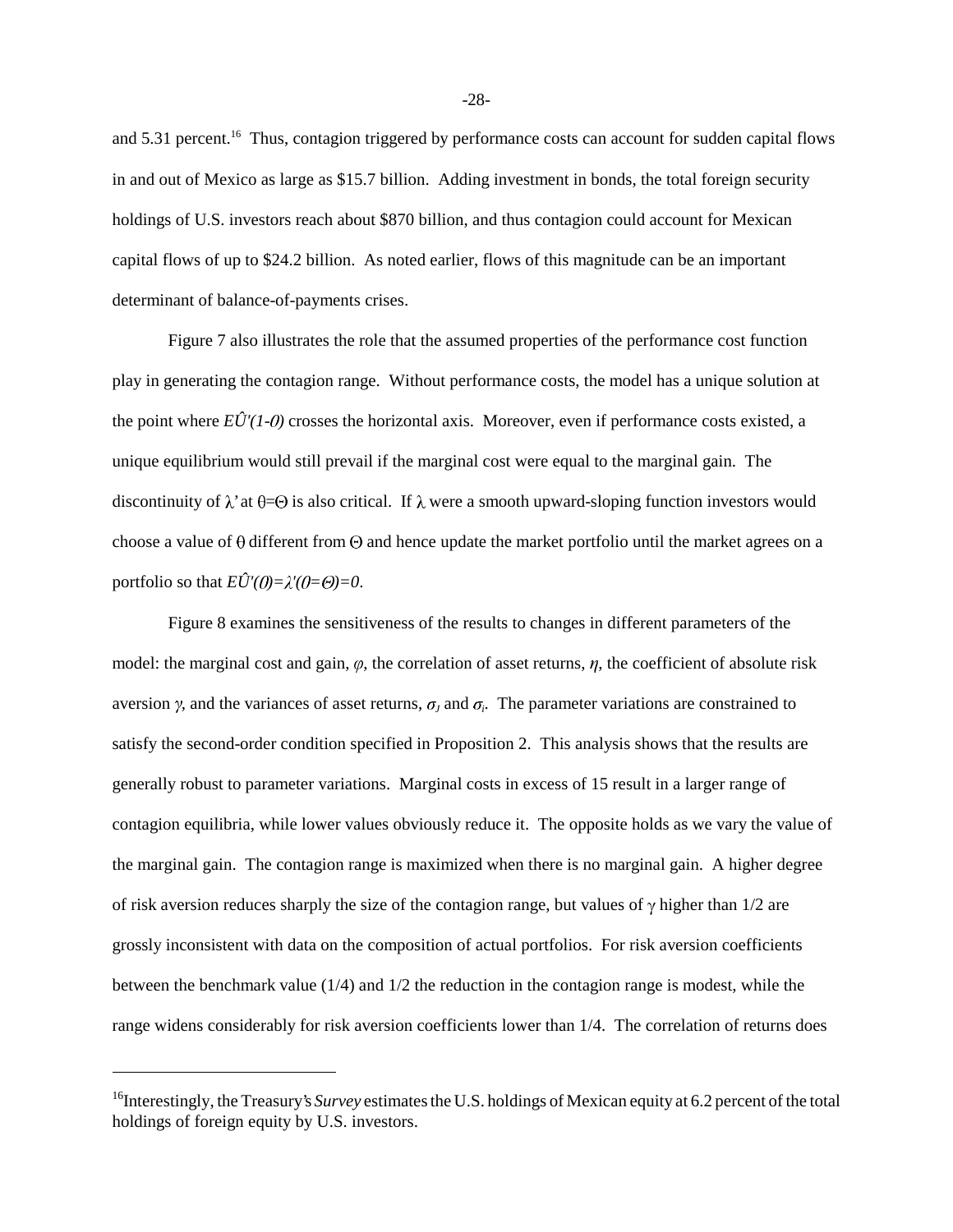and 5.31 percent.[16] Thus, contagion triggered by performance costs can account for sudden capital flows in and out of Mexico as large as \$15.7 billion. Adding investment in bonds, the total foreign security holdings of U.S. investors reach about \$870 billion, and thus contagion could account for Mexican capital flows of up to \$24.2 billion. As noted earlier, flows of this magnitude can be an important determinant of balance-of-payments crises.

Figure 7 also illustrates the role that the assumed properties of the performance cost function play in generating the contagion range. Without performance costs, the model has a unique solution at the point where $E\hat{U}'(1\text{-}\theta)$ crosses the horizontal axis. Moreover, even if performance costs existed, a unique equilibrium would still prevail if the marginal cost were equal to the marginal gain. The discontinuity of $\lambda'$ at $\theta=\Theta$ is also critical. If $\lambda$ were a smooth upward-sloping function investors would choose a value of $\theta$ different from $\Theta$ and hence update the market portfolio until the market agrees on a portfolio so that $E\hat{U}'(\theta)=\lambda'(\theta=\Theta)=0$.

Figure 8 examines the sensitiveness of the results to changes in different parameters of the model: the marginal cost and gain, $\varphi$, the correlation of asset returns, $\eta$, the coefficient of absolute risk aversion $\gamma$, and the variances of asset returns, $\sigma_J$ and $\sigma_i$. The parameter variations are constrained to satisfy the second-order condition specified in Proposition 2. This analysis shows that the results are generally robust to parameter variations. Marginal costs in excess of 15 result in a larger range of contagion equilibria, while lower values obviously reduce it. The opposite holds as we vary the value of the marginal gain. The contagion range is maximized when there is no marginal gain. A higher degree of risk aversion reduces sharply the size of the contagion range, but values of $\gamma$ higher than 1/2 are grossly inconsistent with data on the composition of actual portfolios. For risk aversion coefficients between the benchmark value (1/4) and 1/2 the reduction in the contagion range is modest, while the range widens considerably for risk aversion coefficients lower than 1/4. The correlation of returns does

[16] Interestingly, the Treasury's *Survey* estimates the U.S. holdings of Mexican equity at 6.2 percent of the total holdings of foreign equity by U.S. investors.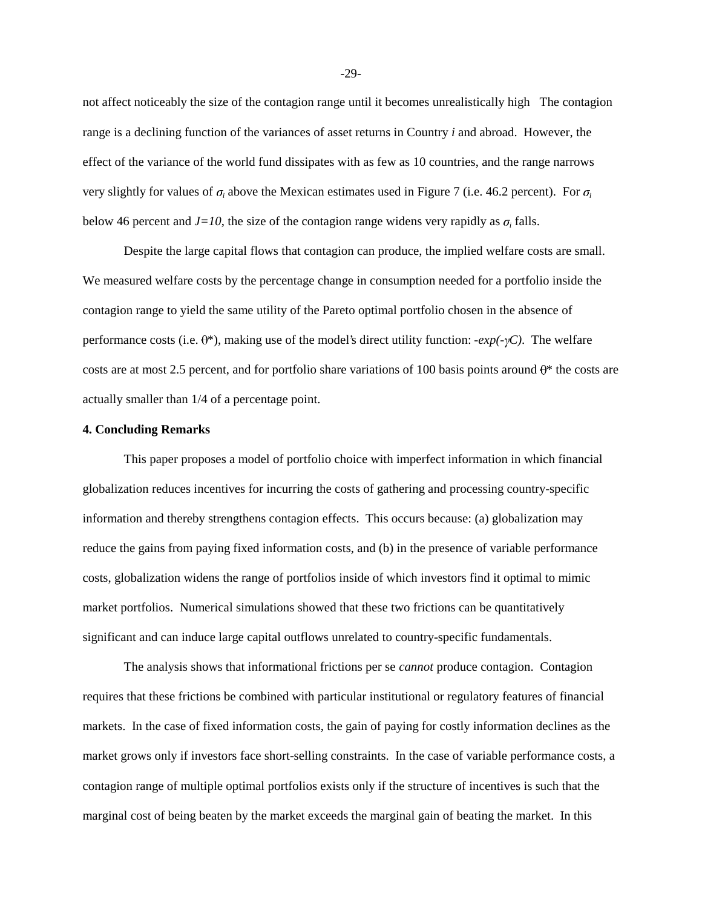not affect noticeably the size of the contagion range until it becomes unrealistically high The contagion range is a declining function of the variances of asset returns in Country *i* and abroad. However, the effect of the variance of the world fund dissipates with as few as 10 countries, and the range narrows very slightly for values of $\sigma_i$ above the Mexican estimates used in Figure 7 (i.e. 46.2 percent). For $\sigma_i$ below 46 percent and $J=10$, the size of the contagion range widens very rapidly as $\sigma_i$ falls.

Despite the large capital flows that contagion can produce, the implied welfare costs are small. We measured welfare costs by the percentage change in consumption needed for a portfolio inside the contagion range to yield the same utility of the Pareto optimal portfolio chosen in the absence of performance costs (i.e. $\theta^*$), making use of the model's direct utility function: $-exp(-\gamma C)$. The welfare costs are at most 2.5 percent, and for portfolio share variations of 100 basis points around $\theta^*$ the costs are actually smaller than 1/4 of a percentage point.

**4. Concluding Remarks**

This paper proposes a model of portfolio choice with imperfect information in which financial globalization reduces incentives for incurring the costs of gathering and processing country-specific information and thereby strengthens contagion effects. This occurs because: (a) globalization may reduce the gains from paying fixed information costs, and (b) in the presence of variable performance costs, globalization widens the range of portfolios inside of which investors find it optimal to mimic market portfolios. Numerical simulations showed that these two frictions can be quantitatively significant and can induce large capital outflows unrelated to country-specific fundamentals.

The analysis shows that informational frictions per se *cannot* produce contagion. Contagion requires that these frictions be combined with particular institutional or regulatory features of financial markets. In the case of fixed information costs, the gain of paying for costly information declines as the market grows only if investors face short-selling constraints. In the case of variable performance costs, a contagion range of multiple optimal portfolios exists only if the structure of incentives is such that the marginal cost of being beaten by the market exceeds the marginal gain of beating the market. In this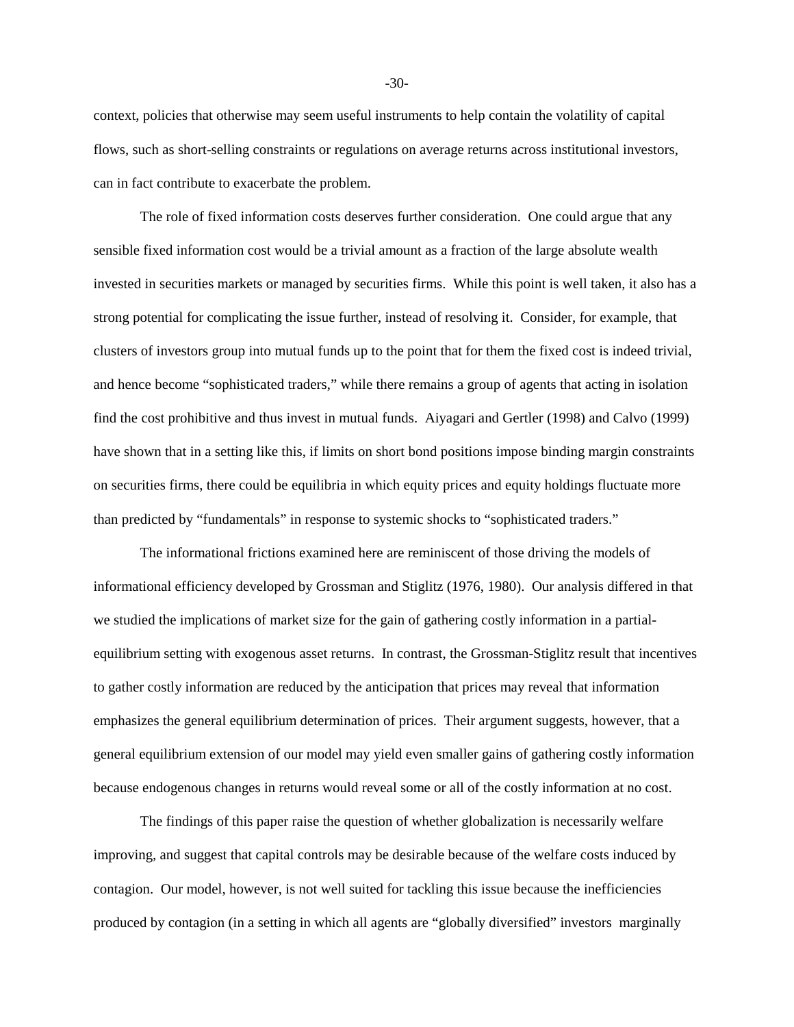context, policies that otherwise may seem useful instruments to help contain the volatility of capital flows, such as short-selling constraints or regulations on average returns across institutional investors, can in fact contribute to exacerbate the problem.

The role of fixed information costs deserves further consideration. One could argue that any sensible fixed information cost would be a trivial amount as a fraction of the large absolute wealth invested in securities markets or managed by securities firms. While this point is well taken, it also has a strong potential for complicating the issue further, instead of resolving it. Consider, for example, that clusters of investors group into mutual funds up to the point that for them the fixed cost is indeed trivial, and hence become "sophisticated traders," while there remains a group of agents that acting in isolation find the cost prohibitive and thus invest in mutual funds. Aiyagari and Gertler (1998) and Calvo (1999) have shown that in a setting like this, if limits on short bond positions impose binding margin constraints on securities firms, there could be equilibria in which equity prices and equity holdings fluctuate more than predicted by "fundamentals" in response to systemic shocks to "sophisticated traders."

The informational frictions examined here are reminiscent of those driving the models of informational efficiency developed by Grossman and Stiglitz (1976, 1980). Our analysis differed in that we studied the implications of market size for the gain of gathering costly information in a partial-equilibrium setting with exogenous asset returns. In contrast, the Grossman-Stiglitz result that incentives to gather costly information are reduced by the anticipation that prices may reveal that information emphasizes the general equilibrium determination of prices. Their argument suggests, however, that a general equilibrium extension of our model may yield even smaller gains of gathering costly information because endogenous changes in returns would reveal some or all of the costly information at no cost.

The findings of this paper raise the question of whether globalization is necessarily welfare improving, and suggest that capital controls may be desirable because of the welfare costs induced by contagion. Our model, however, is not well suited for tackling this issue because the inefficiencies produced by contagion (in a setting in which all agents are "globally diversified" investors marginally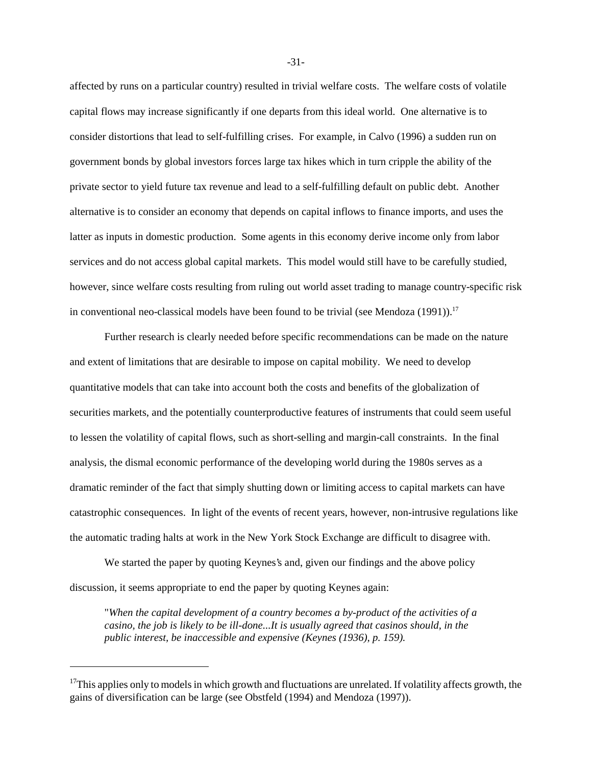affected by runs on a particular country) resulted in trivial welfare costs. The welfare costs of volatile capital flows may increase significantly if one departs from this ideal world. One alternative is to consider distortions that lead to self-fulfilling crises. For example, in Calvo (1996) a sudden run on government bonds by global investors forces large tax hikes which in turn cripple the ability of the private sector to yield future tax revenue and lead to a self-fulfilling default on public debt. Another alternative is to consider an economy that depends on capital inflows to finance imports, and uses the latter as inputs in domestic production. Some agents in this economy derive income only from labor services and do not access global capital markets. This model would still have to be carefully studied, however, since welfare costs resulting from ruling out world asset trading to manage country-specific risk in conventional neo-classical models have been found to be trivial (see Mendoza (1991)).[17]

Further research is clearly needed before specific recommendations can be made on the nature and extent of limitations that are desirable to impose on capital mobility. We need to develop quantitative models that can take into account both the costs and benefits of the globalization of securities markets, and the potentially counterproductive features of instruments that could seem useful to lessen the volatility of capital flows, such as short-selling and margin-call constraints. In the final analysis, the dismal economic performance of the developing world during the 1980s serves as a dramatic reminder of the fact that simply shutting down or limiting access to capital markets can have catastrophic consequences. In light of the events of recent years, however, non-intrusive regulations like the automatic trading halts at work in the New York Stock Exchange are difficult to disagree with.

We started the paper by quoting Keynes's and, given our findings and the above policy discussion, it seems appropriate to end the paper by quoting Keynes again:

> "*When the capital development of a country becomes a by-product of the activities of a casino, the job is likely to be ill-done...It is usually agreed that casinos should, in the public interest, be inaccessible and expensive (Keynes (1936), p. 159).*

---

[17]This applies only to models in which growth and fluctuations are unrelated. If volatility affects growth, the gains of diversification can be large (see Obstfeld (1994) and Mendoza (1997)).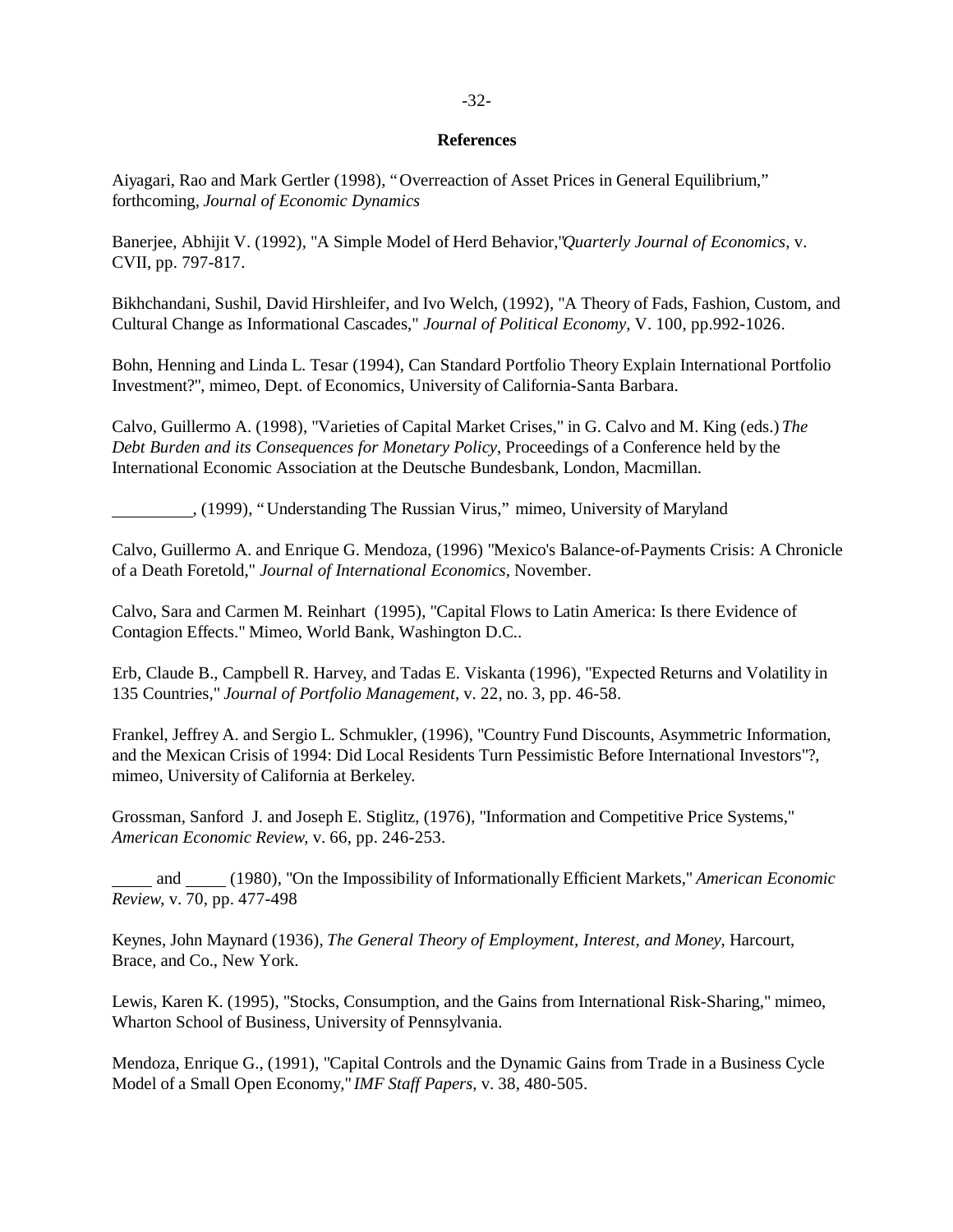## References

Aiyagari, Rao and Mark Gertler (1998), "Overreaction of Asset Prices in General Equilibrium," forthcoming, *Journal of Economic Dynamics*

Banerjee, Abhijit V. (1992), "A Simple Model of Herd Behavior,"*Quarterly Journal of Economics*, v. CVII, pp. 797-817.

Bikhchandani, Sushil, David Hirshleifer, and Ivo Welch, (1992), "A Theory of Fads, Fashion, Custom, and Cultural Change as Informational Cascades," *Journal of Political Economy*, V. 100, pp.992-1026.

Bohn, Henning and Linda L. Tesar (1994), Can Standard Portfolio Theory Explain International Portfolio Investment?", mimeo, Dept. of Economics, University of California-Santa Barbara.

Calvo, Guillermo A. (1998), "Varieties of Capital Market Crises," in G. Calvo and M. King (eds.) *The Debt Burden and its Consequences for Monetary Policy*, Proceedings of a Conference held by the International Economic Association at the Deutsche Bundesbank, London, Macmillan.

_________, (1999), "Understanding The Russian Virus," mimeo, University of Maryland

Calvo, Guillermo A. and Enrique G. Mendoza, (1996) "Mexico's Balance-of-Payments Crisis: A Chronicle of a Death Foretold," *Journal of International Economics*, November.

Calvo, Sara and Carmen M. Reinhart (1995), "Capital Flows to Latin America: Is there Evidence of Contagion Effects." Mimeo, World Bank, Washington D.C..

Erb, Claude B., Campbell R. Harvey, and Tadas E. Viskanta (1996), "Expected Returns and Volatility in 135 Countries," *Journal of Portfolio Management*, v. 22, no. 3, pp. 46-58.

Frankel, Jeffrey A. and Sergio L. Schmukler, (1996), "Country Fund Discounts, Asymmetric Information, and the Mexican Crisis of 1994: Did Local Residents Turn Pessimistic Before International Investors"?, mimeo, University of California at Berkeley.

Grossman, Sanford J. and Joseph E. Stiglitz, (1976), "Information and Competitive Price Systems," *American Economic Review*, v. 66, pp. 246-253.

_____ and _____ (1980), "On the Impossibility of Informationally Efficient Markets," *American Economic Review*, v. 70, pp. 477-498

Keynes, John Maynard (1936), *The General Theory of Employment, Interest, and Money*, Harcourt, Brace, and Co., New York.

Lewis, Karen K. (1995), "Stocks, Consumption, and the Gains from International Risk-Sharing," mimeo, Wharton School of Business, University of Pennsylvania.

Mendoza, Enrique G., (1991), "Capital Controls and the Dynamic Gains from Trade in a Business Cycle Model of a Small Open Economy," *IMF Staff Papers*, v. 38, 480-505.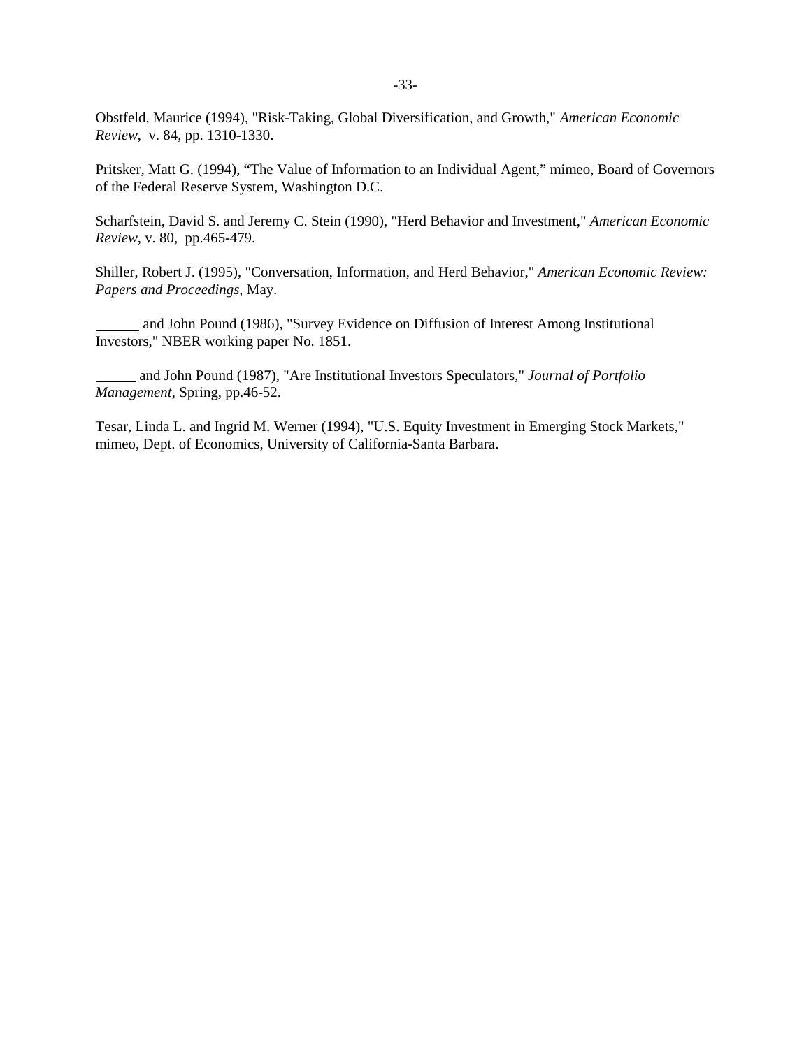Obstfeld, Maurice (1994), "Risk-Taking, Global Diversification, and Growth," *American Economic Review*, v. 84, pp. 1310-1330.

Pritsker, Matt G. (1994), "The Value of Information to an Individual Agent," mimeo, Board of Governors of the Federal Reserve System, Washington D.C.

Scharfstein, David S. and Jeremy C. Stein (1990), "Herd Behavior and Investment," *American Economic Review*, v. 80, pp.465-479.

Shiller, Robert J. (1995), "Conversation, Information, and Herd Behavior," *American Economic Review: Papers and Proceedings*, May.

______ and John Pound (1986), "Survey Evidence on Diffusion of Interest Among Institutional Investors," NBER working paper No. 1851.

______ and John Pound (1987), "Are Institutional Investors Speculators," *Journal of Portfolio Management*, Spring, pp.46-52.

Tesar, Linda L. and Ingrid M. Werner (1994), "U.S. Equity Investment in Emerging Stock Markets," mimeo, Dept. of Economics, University of California-Santa Barbara.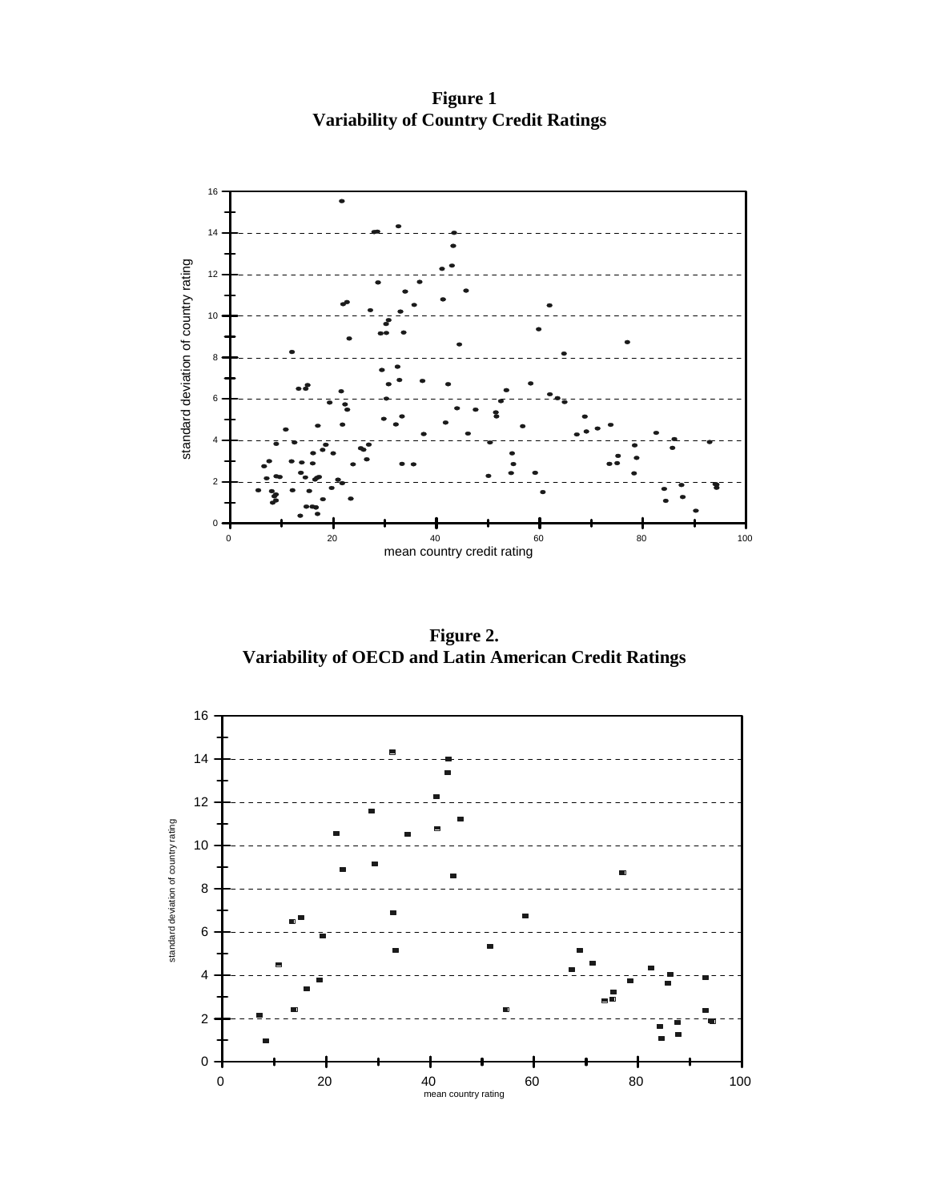**Figure 1**
**Variability of Country Credit Ratings**

**Figure 2.**
**Variability of OECD and Latin American Credit Ratings**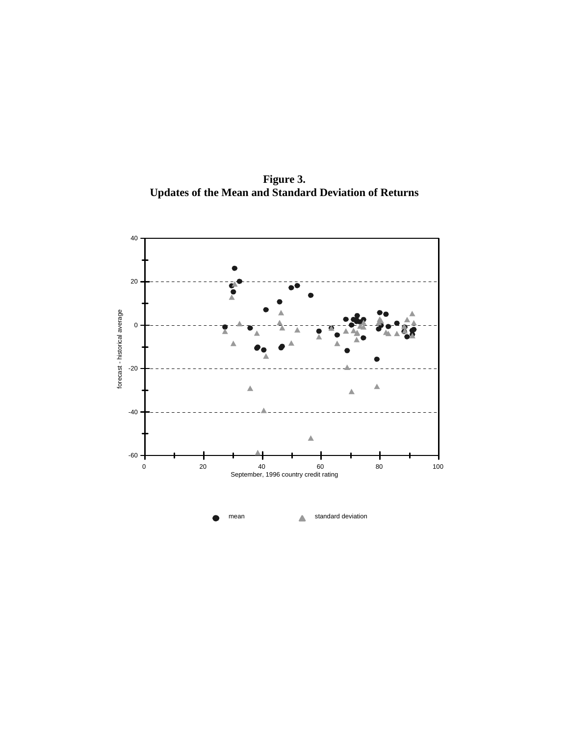**Figure 3.**
**Updates of the Mean and Standard Deviation of Returns**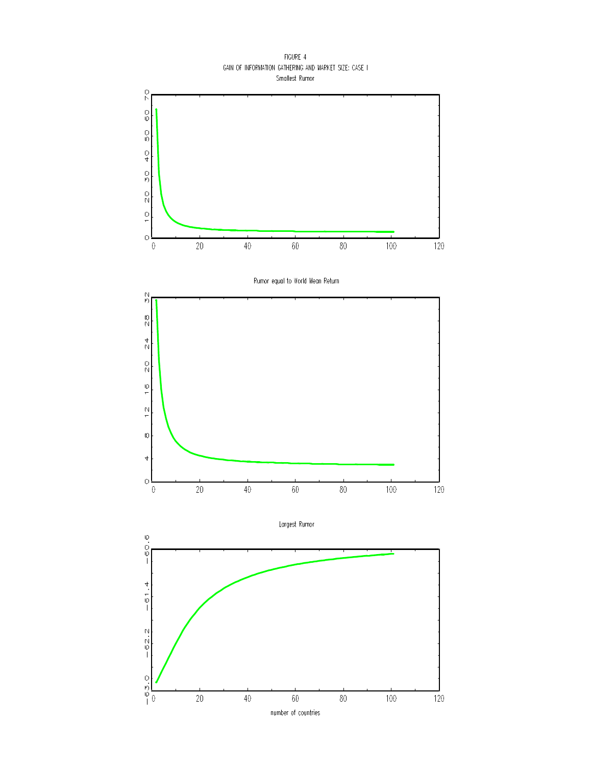FIGURE 4

GAIN OF INFORMATION GATHERING AND MARKET SIZE: CASE I

Smallest Rumor

Rumor equal to World Mean Return

Largest Rumor

number of countries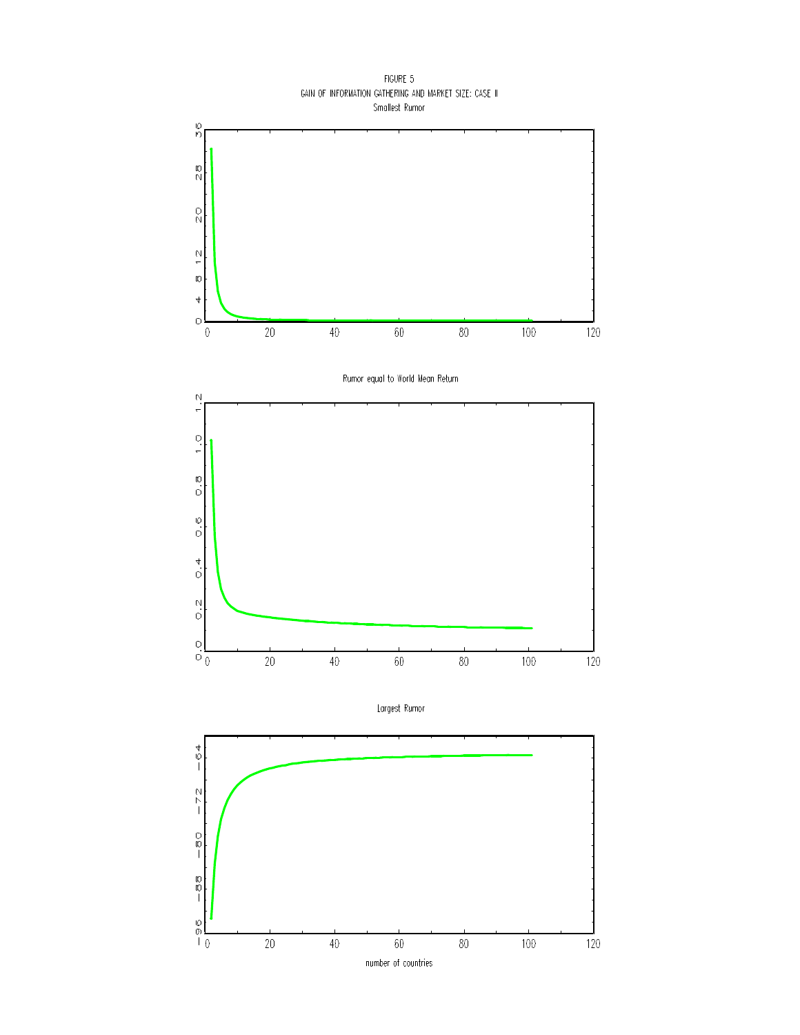FIGURE 5

GAIN OF INFORMATION GATHERING AND MARKET SIZE: CASE II

Smallest Rumor

Rumor equal to World Mean Return

Largest Rumor

number of countries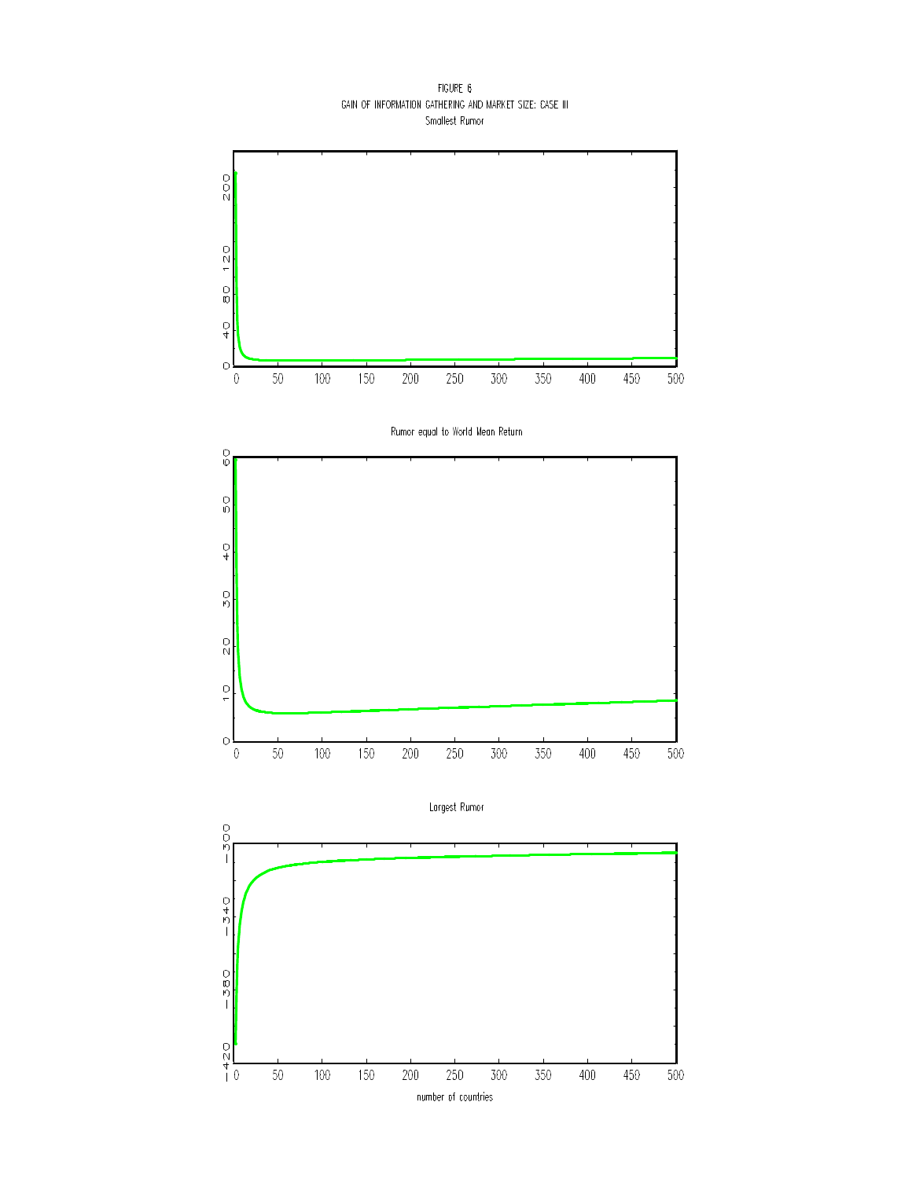FIGURE 6

GAIN OF INFORMATION GATHERING AND MARKET SIZE: CASE III

Smallest Rumor

Rumor equal to World Mean Return

Largest Rumor

number of countries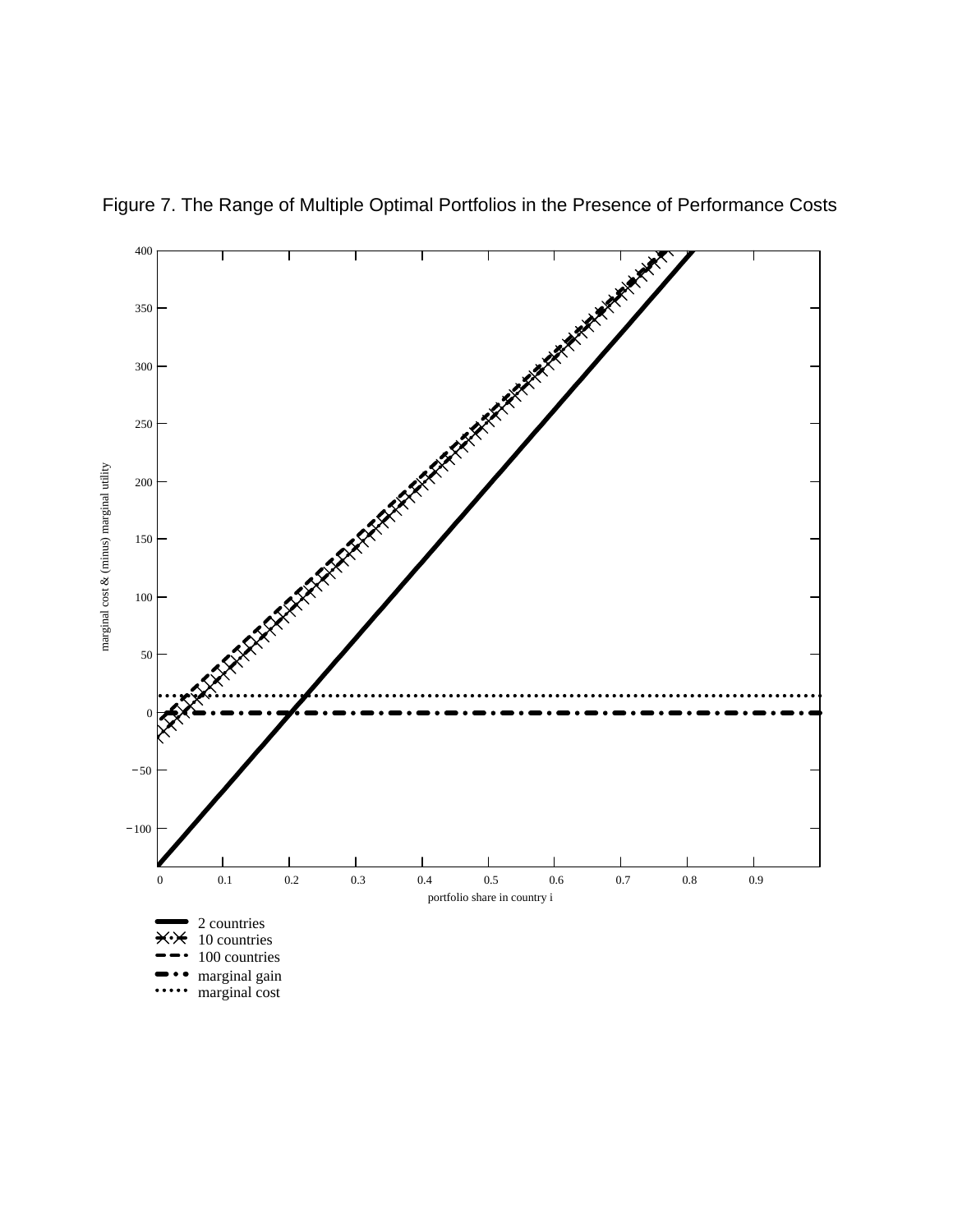Figure 7. The Range of Multiple Optimal Portfolios in the Presence of Performance Costs

marginal cost & (minus) marginal utility

400

350

300

250

200

150

100

50

0

−50

−100

0 0.1 0.2 0.3 0.4 0.5 0.6 0.7 0.8 0.9

portfolio share in country i

2 countries

10 countries

100 countries

marginal gain

marginal cost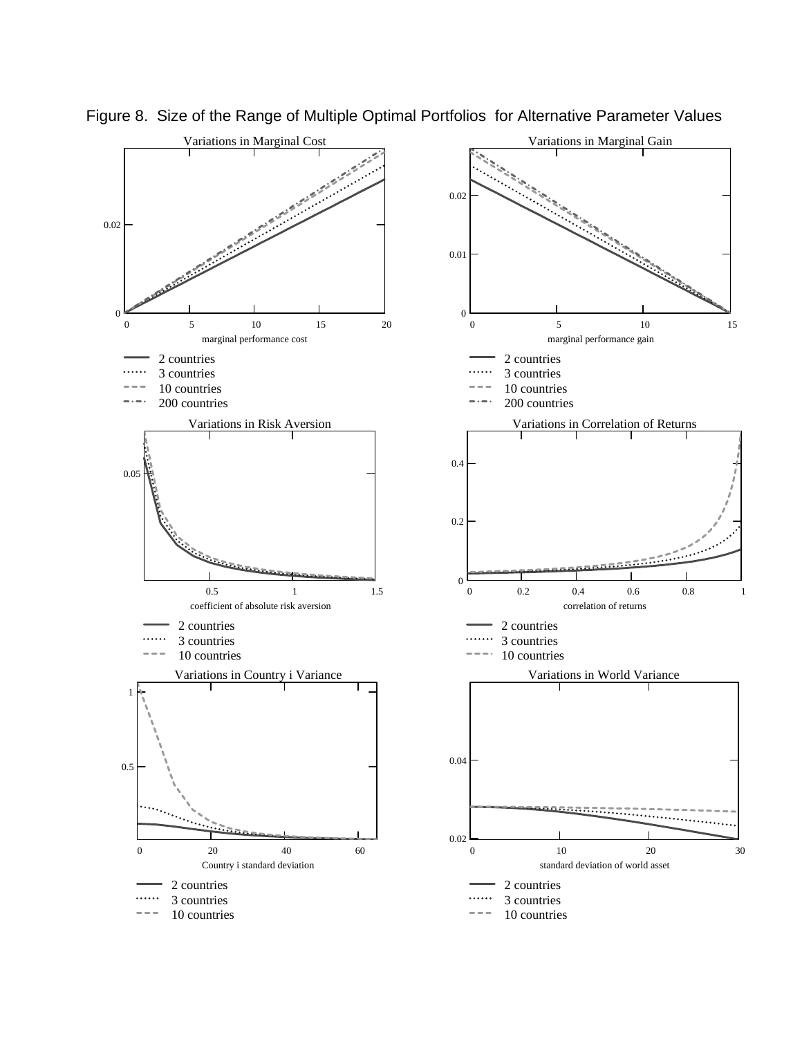Figure 8. Size of the Range of Multiple Optimal Portfolios for Alternative Parameter Values

Variations in Marginal Cost

0.02

0

0 5 10 15 20

marginal performance cost

2 countries
3 countries
10 countries
200 countries

Variations in Marginal Gain

0.02

0.01

0

0 5 10 15

marginal performance gain

2 countries
3 countries
10 countries
200 countries

Variations in Risk Aversion

0.05

0.5 1 1.5

coefficient of absolute risk aversion

2 countries
3 countries
10 countries

Variations in Correlation of Returns

0.4

0.2

0

0 0.2 0.4 0.6 0.8 1

correlation of returns

2 countries
3 countries
10 countries

Variations in Country i Variance

1

0.5

0 20 40 60

Country i standard deviation

2 countries
3 countries
10 countries

Variations in World Variance

0.04

0.02

0 10 20 30

standard deviation of world asset

2 countries
3 countries
10 countries